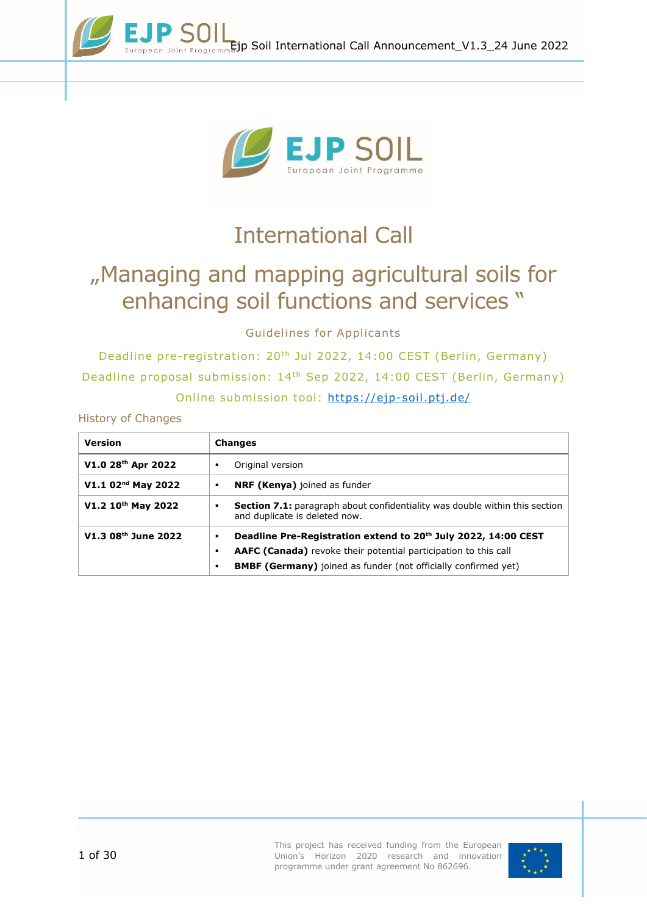# International Call

## „Managing and mapping agricultural soils for enhancing soil functions and services "

Guidelines for Applicants

Deadline pre-registration: 20th Jul 2022, 14:00 CEST (Berlin, Germany)

Deadline proposal submission: 14th Sep 2022, 14:00 CEST (Berlin, Germany)

Online submission tool: https://ejp-soil.ptj.de/

History of Changes

| Version | Changes |
|---|---|
| **V1.0 28th Apr 2022** | ▪ Original version |
| **V1.1 02nd May 2022** | ▪ **NRF (Kenya)** joined as funder |
| **V1.2 10th May 2022** | ▪ **Section 7.1:** paragraph about confidentiality was double within this section and duplicate is deleted now. |
| **V1.3 08th June 2022** | ▪ **Deadline Pre-Registration extend to 20th July 2022, 14:00 CEST**<br>▪ **AAFC (Canada)** revoke their potential participation to this call<br>▪ **BMBF (Germany)** joined as funder (not officially confirmed yet) |

This project has received funding from the European Union's Horizon 2020 research and innovation programme under grant agreement No 862696.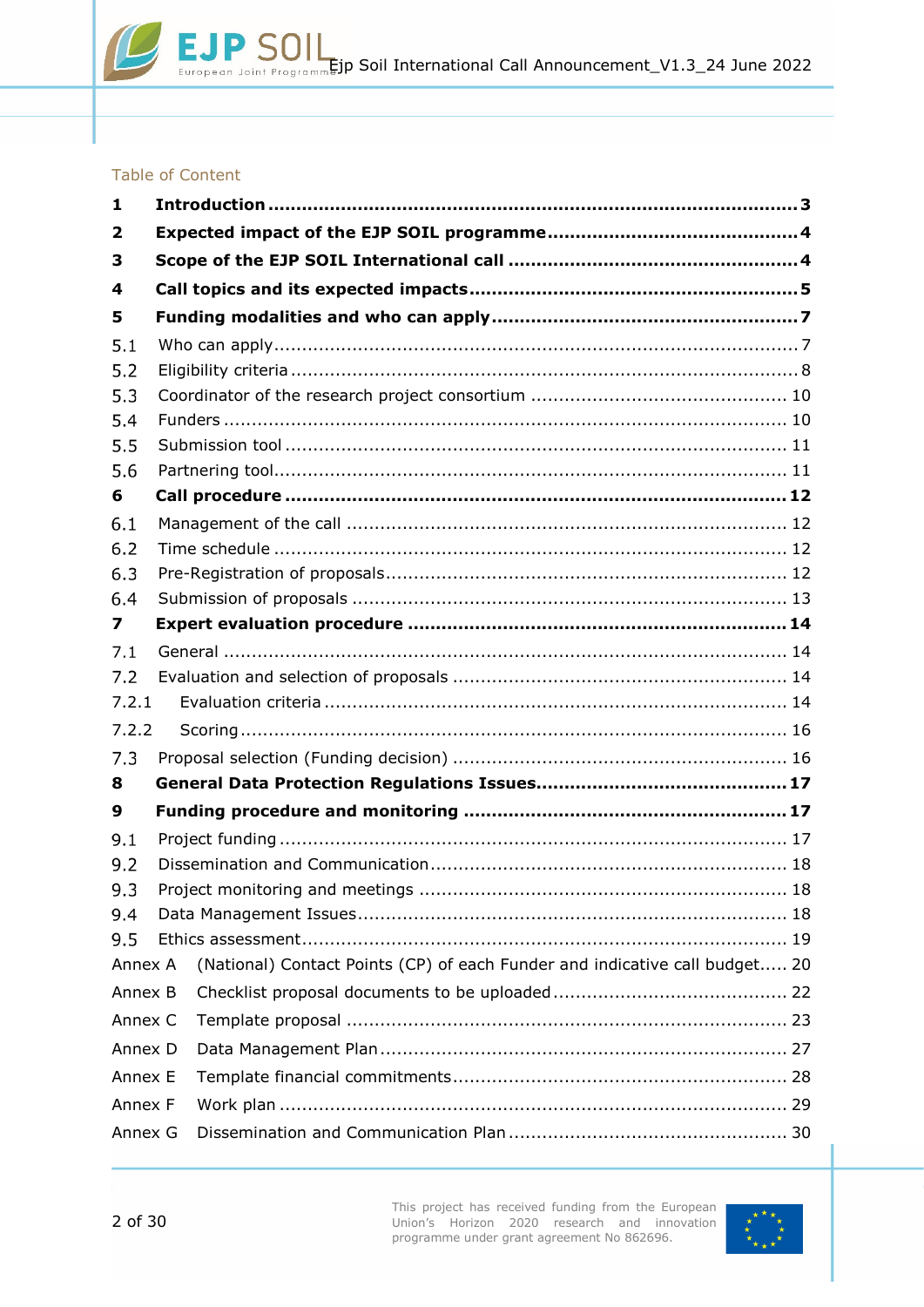Table of Content

| | | |
|---|---|---|
| **1** | **Introduction** | **3** |
| **2** | **Expected impact of the EJP SOIL programme** | **4** |
| **3** | **Scope of the EJP SOIL International call** | **4** |
| **4** | **Call topics and its expected impacts** | **5** |
| **5** | **Funding modalities and who can apply** | **7** |
| 5.1 | Who can apply | 7 |
| 5.2 | Eligibility criteria | 8 |
| 5.3 | Coordinator of the research project consortium | 10 |
| 5.4 | Funders | 10 |
| 5.5 | Submission tool | 11 |
| 5.6 | Partnering tool | 11 |
| **6** | **Call procedure** | **12** |
| 6.1 | Management of the call | 12 |
| 6.2 | Time schedule | 12 |
| 6.3 | Pre-Registration of proposals | 12 |
| 6.4 | Submission of proposals | 13 |
| **7** | **Expert evaluation procedure** | **14** |
| 7.1 | General | 14 |
| 7.2 | Evaluation and selection of proposals | 14 |
| 7.2.1 | Evaluation criteria | 14 |
| 7.2.2 | Scoring | 16 |
| 7.3 | Proposal selection (Funding decision) | 16 |
| **8** | **General Data Protection Regulations Issues** | **17** |
| **9** | **Funding procedure and monitoring** | **17** |
| 9.1 | Project funding | 17 |
| 9.2 | Dissemination and Communication | 18 |
| 9.3 | Project monitoring and meetings | 18 |
| 9.4 | Data Management Issues | 18 |
| 9.5 | Ethics assessment | 19 |
| Annex A | (National) Contact Points (CP) of each Funder and indicative call budget | 20 |
| Annex B | Checklist proposal documents to be uploaded | 22 |
| Annex C | Template proposal | 23 |
| Annex D | Data Management Plan | 27 |
| Annex E | Template financial commitments | 28 |
| Annex F | Work plan | 29 |
| Annex G | Dissemination and Communication Plan | 30 |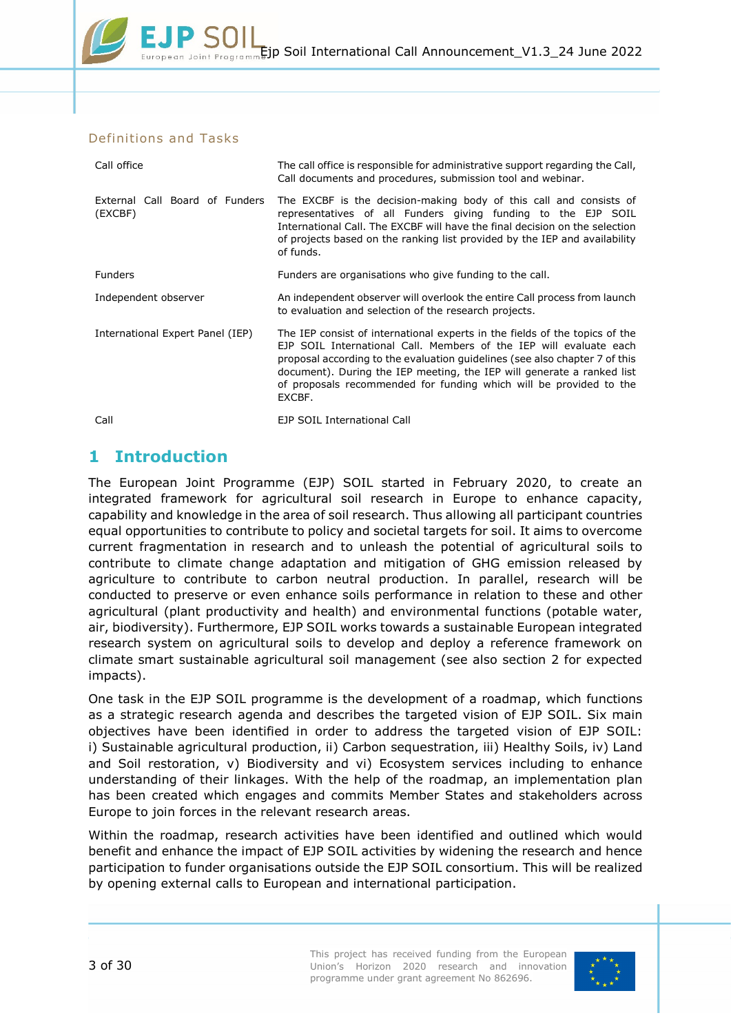### Definitions and Tasks

| | |
|---|---|
| Call office | The call office is responsible for administrative support regarding the Call, Call documents and procedures, submission tool and webinar. |
| External Call Board of Funders (EXCBF) | The EXCBF is the decision-making body of this call and consists of representatives of all Funders giving funding to the EJP SOIL International Call. The EXCBF will have the final decision on the selection of projects based on the ranking list provided by the IEP and availability of funds. |
| Funders | Funders are organisations who give funding to the call. |
| Independent observer | An independent observer will overlook the entire Call process from launch to evaluation and selection of the research projects. |
| International Expert Panel (IEP) | The IEP consist of international experts in the fields of the topics of the EJP SOIL International Call. Members of the IEP will evaluate each proposal according to the evaluation guidelines (see also chapter 7 of this document). During the IEP meeting, the IEP will generate a ranked list of proposals recommended for funding which will be provided to the EXCBF. |
| Call | EJP SOIL International Call |

# 1 Introduction

The European Joint Programme (EJP) SOIL started in February 2020, to create an integrated framework for agricultural soil research in Europe to enhance capacity, capability and knowledge in the area of soil research. Thus allowing all participant countries equal opportunities to contribute to policy and societal targets for soil. It aims to overcome current fragmentation in research and to unleash the potential of agricultural soils to contribute to climate change adaptation and mitigation of GHG emission released by agriculture to contribute to carbon neutral production. In parallel, research will be conducted to preserve or even enhance soils performance in relation to these and other agricultural (plant productivity and health) and environmental functions (potable water, air, biodiversity). Furthermore, EJP SOIL works towards a sustainable European integrated research system on agricultural soils to develop and deploy a reference framework on climate smart sustainable agricultural soil management (see also section 2 for expected impacts).

One task in the EJP SOIL programme is the development of a roadmap, which functions as a strategic research agenda and describes the targeted vision of EJP SOIL. Six main objectives have been identified in order to address the targeted vision of EJP SOIL: i) Sustainable agricultural production, ii) Carbon sequestration, iii) Healthy Soils, iv) Land and Soil restoration, v) Biodiversity and vi) Ecosystem services including to enhance understanding of their linkages. With the help of the roadmap, an implementation plan has been created which engages and commits Member States and stakeholders across Europe to join forces in the relevant research areas.

Within the roadmap, research activities have been identified and outlined which would benefit and enhance the impact of EJP SOIL activities by widening the research and hence participation to funder organisations outside the EJP SOIL consortium. This will be realized by opening external calls to European and international participation.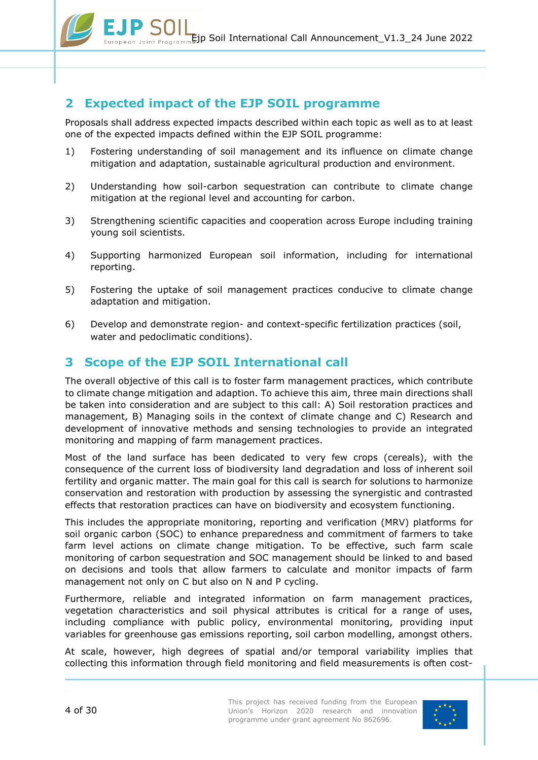## 2 Expected impact of the EJP SOIL programme

Proposals shall address expected impacts described within each topic as well as to at least one of the expected impacts defined within the EJP SOIL programme:

1) Fostering understanding of soil management and its influence on climate change mitigation and adaptation, sustainable agricultural production and environment.

2) Understanding how soil-carbon sequestration can contribute to climate change mitigation at the regional level and accounting for carbon.

3) Strengthening scientific capacities and cooperation across Europe including training young soil scientists.

4) Supporting harmonized European soil information, including for international reporting.

5) Fostering the uptake of soil management practices conducive to climate change adaptation and mitigation.

6) Develop and demonstrate region- and context-specific fertilization practices (soil, water and pedoclimatic conditions).

## 3 Scope of the EJP SOIL International call

The overall objective of this call is to foster farm management practices, which contribute to climate change mitigation and adaption. To achieve this aim, three main directions shall be taken into consideration and are subject to this call: A) Soil restoration practices and management, B) Managing soils in the context of climate change and C) Research and development of innovative methods and sensing technologies to provide an integrated monitoring and mapping of farm management practices.

Most of the land surface has been dedicated to very few crops (cereals), with the consequence of the current loss of biodiversity land degradation and loss of inherent soil fertility and organic matter. The main goal for this call is search for solutions to harmonize conservation and restoration with production by assessing the synergistic and contrasted effects that restoration practices can have on biodiversity and ecosystem functioning.

This includes the appropriate monitoring, reporting and verification (MRV) platforms for soil organic carbon (SOC) to enhance preparedness and commitment of farmers to take farm level actions on climate change mitigation. To be effective, such farm scale monitoring of carbon sequestration and SOC management should be linked to and based on decisions and tools that allow farmers to calculate and monitor impacts of farm management not only on C but also on N and P cycling.

Furthermore, reliable and integrated information on farm management practices, vegetation characteristics and soil physical attributes is critical for a range of uses, including compliance with public policy, environmental monitoring, providing input variables for greenhouse gas emissions reporting, soil carbon modelling, amongst others.

At scale, however, high degrees of spatial and/or temporal variability implies that collecting this information through field monitoring and field measurements is often cost-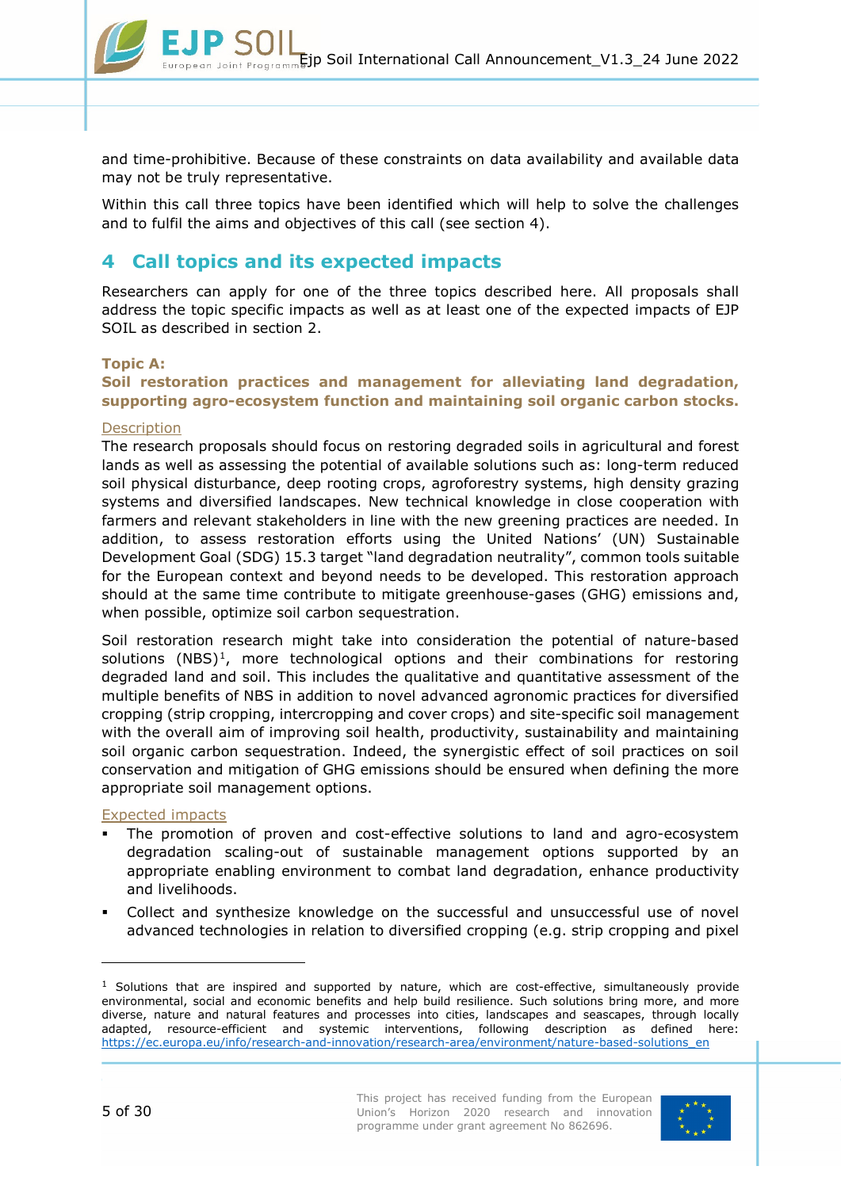and time-prohibitive. Because of these constraints on data availability and available data may not be truly representative.

Within this call three topics have been identified which will help to solve the challenges and to fulfil the aims and objectives of this call (see section 4).

# 4 Call topics and its expected impacts

Researchers can apply for one of the three topics described here. All proposals shall address the topic specific impacts as well as at least one of the expected impacts of EJP SOIL as described in section 2.

**Topic A:**
**Soil restoration practices and management for alleviating land degradation, supporting agro-ecosystem function and maintaining soil organic carbon stocks.**

Description

The research proposals should focus on restoring degraded soils in agricultural and forest lands as well as assessing the potential of available solutions such as: long-term reduced soil physical disturbance, deep rooting crops, agroforestry systems, high density grazing systems and diversified landscapes. New technical knowledge in close cooperation with farmers and relevant stakeholders in line with the new greening practices are needed. In addition, to assess restoration efforts using the United Nations' (UN) Sustainable Development Goal (SDG) 15.3 target "land degradation neutrality", common tools suitable for the European context and beyond needs to be developed. This restoration approach should at the same time contribute to mitigate greenhouse-gases (GHG) emissions and, when possible, optimize soil carbon sequestration.

Soil restoration research might take into consideration the potential of nature-based solutions (NBS)[1], more technological options and their combinations for restoring degraded land and soil. This includes the qualitative and quantitative assessment of the multiple benefits of NBS in addition to novel advanced agronomic practices for diversified cropping (strip cropping, intercropping and cover crops) and site-specific soil management with the overall aim of improving soil health, productivity, sustainability and maintaining soil organic carbon sequestration. Indeed, the synergistic effect of soil practices on soil conservation and mitigation of GHG emissions should be ensured when defining the more appropriate soil management options.

Expected impacts

- The promotion of proven and cost-effective solutions to land and agro-ecosystem degradation scaling-out of sustainable management options supported by an appropriate enabling environment to combat land degradation, enhance productivity and livelihoods.
- Collect and synthesize knowledge on the successful and unsuccessful use of novel advanced technologies in relation to diversified cropping (e.g. strip cropping and pixel

[1] Solutions that are inspired and supported by nature, which are cost-effective, simultaneously provide environmental, social and economic benefits and help build resilience. Such solutions bring more, and more diverse, nature and natural features and processes into cities, landscapes and seascapes, through locally adapted, resource-efficient and systemic interventions, following description as defined here: https://ec.europa.eu/info/research-and-innovation/research-area/environment/nature-based-solutions_en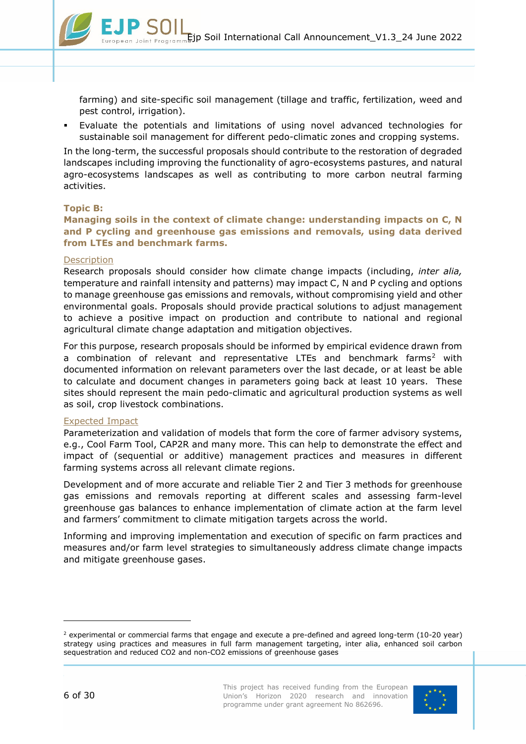farming) and site-specific soil management (tillage and traffic, fertilization, weed and pest control, irrigation).

- Evaluate the potentials and limitations of using novel advanced technologies for sustainable soil management for different pedo-climatic zones and cropping systems.

In the long-term, the successful proposals should contribute to the restoration of degraded landscapes including improving the functionality of agro-ecosystems pastures, and natural agro-ecosystems landscapes as well as contributing to more carbon neutral farming activities.

### Topic B:
### Managing soils in the context of climate change: understanding impacts on C, N and P cycling and greenhouse gas emissions and removals, using data derived from LTEs and benchmark farms.

Description

Research proposals should consider how climate change impacts (including, *inter alia,* temperature and rainfall intensity and patterns) may impact C, N and P cycling and options to manage greenhouse gas emissions and removals, without compromising yield and other environmental goals. Proposals should provide practical solutions to adjust management to achieve a positive impact on production and contribute to national and regional agricultural climate change adaptation and mitigation objectives.

For this purpose, research proposals should be informed by empirical evidence drawn from a combination of relevant and representative LTEs and benchmark farms[2] with documented information on relevant parameters over the last decade, or at least be able to calculate and document changes in parameters going back at least 10 years. These sites should represent the main pedo-climatic and agricultural production systems as well as soil, crop livestock combinations.

Expected Impact

Parameterization and validation of models that form the core of farmer advisory systems, e.g., Cool Farm Tool, CAP2R and many more. This can help to demonstrate the effect and impact of (sequential or additive) management practices and measures in different farming systems across all relevant climate regions.

Development and of more accurate and reliable Tier 2 and Tier 3 methods for greenhouse gas emissions and removals reporting at different scales and assessing farm-level greenhouse gas balances to enhance implementation of climate action at the farm level and farmers' commitment to climate mitigation targets across the world.

Informing and improving implementation and execution of specific on farm practices and measures and/or farm level strategies to simultaneously address climate change impacts and mitigate greenhouse gases.

---

[2] experimental or commercial farms that engage and execute a pre-defined and agreed long-term (10-20 year) strategy using practices and measures in full farm management targeting, inter alia, enhanced soil carbon sequestration and reduced $CO_2$ and non-$CO_2$ emissions of greenhouse gases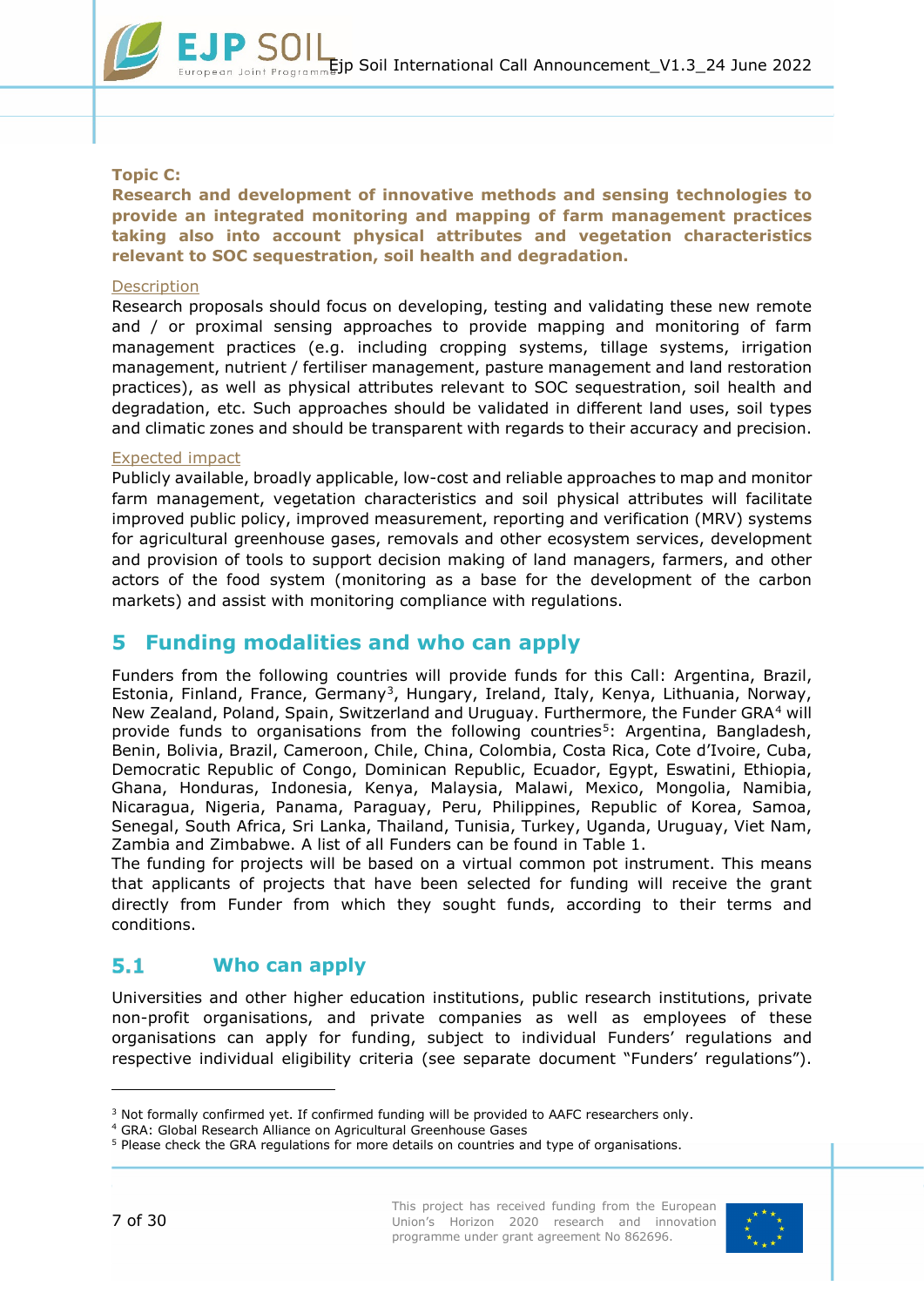**Topic C:**
**Research and development of innovative methods and sensing technologies to provide an integrated monitoring and mapping of farm management practices taking also into account physical attributes and vegetation characteristics relevant to SOC sequestration, soil health and degradation.**

Description

Research proposals should focus on developing, testing and validating these new remote and / or proximal sensing approaches to provide mapping and monitoring of farm management practices (e.g. including cropping systems, tillage systems, irrigation management, nutrient / fertiliser management, pasture management and land restoration practices), as well as physical attributes relevant to SOC sequestration, soil health and degradation, etc. Such approaches should be validated in different land uses, soil types and climatic zones and should be transparent with regards to their accuracy and precision.

Expected impact

Publicly available, broadly applicable, low-cost and reliable approaches to map and monitor farm management, vegetation characteristics and soil physical attributes will facilitate improved public policy, improved measurement, reporting and verification (MRV) systems for agricultural greenhouse gases, removals and other ecosystem services, development and provision of tools to support decision making of land managers, farmers, and other actors of the food system (monitoring as a base for the development of the carbon markets) and assist with monitoring compliance with regulations.

# 5 Funding modalities and who can apply

Funders from the following countries will provide funds for this Call: Argentina, Brazil, Estonia, Finland, France, Germany[3], Hungary, Ireland, Italy, Kenya, Lithuania, Norway, New Zealand, Poland, Spain, Switzerland and Uruguay. Furthermore, the Funder GRA[4] will provide funds to organisations from the following countries[5]: Argentina, Bangladesh, Benin, Bolivia, Brazil, Cameroon, Chile, China, Colombia, Costa Rica, Cote d'Ivoire, Cuba, Democratic Republic of Congo, Dominican Republic, Ecuador, Egypt, Eswatini, Ethiopia, Ghana, Honduras, Indonesia, Kenya, Malaysia, Malawi, Mexico, Mongolia, Namibia, Nicaragua, Nigeria, Panama, Paraguay, Peru, Philippines, Republic of Korea, Samoa, Senegal, South Africa, Sri Lanka, Thailand, Tunisia, Turkey, Uganda, Uruguay, Viet Nam, Zambia and Zimbabwe. A list of all Funders can be found in Table 1.

The funding for projects will be based on a virtual common pot instrument. This means that applicants of projects that have been selected for funding will receive the grant directly from Funder from which they sought funds, according to their terms and conditions.

## 5.1 Who can apply

Universities and other higher education institutions, public research institutions, private non-profit organisations, and private companies as well as employees of these organisations can apply for funding, subject to individual Funders' regulations and respective individual eligibility criteria (see separate document "Funders' regulations").

---

[3] Not formally confirmed yet. If confirmed funding will be provided to AAFC researchers only.

[4] GRA: Global Research Alliance on Agricultural Greenhouse Gases

[5] Please check the GRA regulations for more details on countries and type of organisations.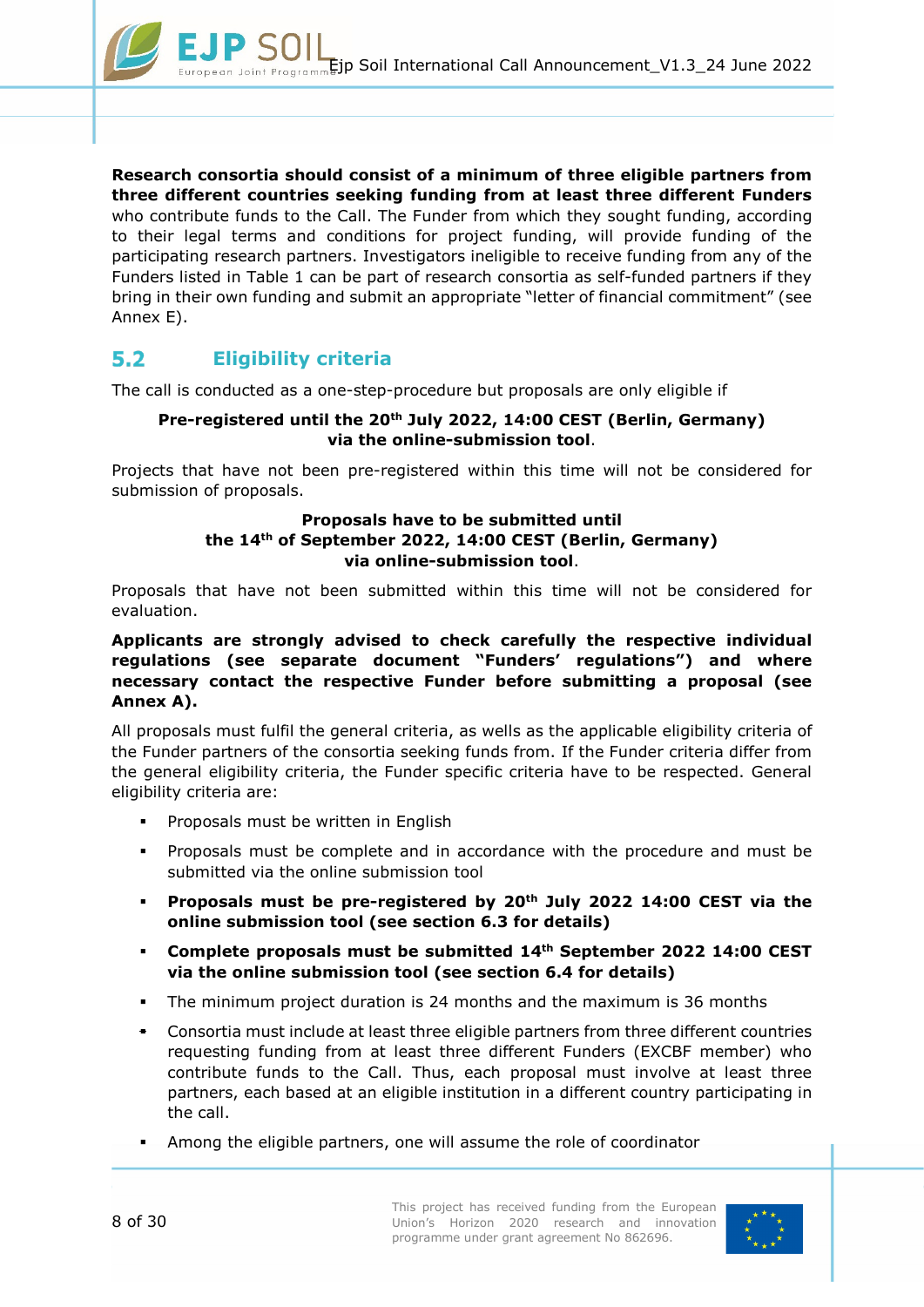**Research consortia should consist of a minimum of three eligible partners from three different countries seeking funding from at least three different Funders** who contribute funds to the Call. The Funder from which they sought funding, according to their legal terms and conditions for project funding, will provide funding of the participating research partners. Investigators ineligible to receive funding from any of the Funders listed in Table 1 can be part of research consortia as self-funded partners if they bring in their own funding and submit an appropriate "letter of financial commitment" (see Annex E).

## 5.2 Eligibility criteria

The call is conducted as a one-step-procedure but proposals are only eligible if

**Pre-registered until the 20th July 2022, 14:00 CEST (Berlin, Germany) via the online-submission tool**.

Projects that have not been pre-registered within this time will not be considered for submission of proposals.

**Proposals have to be submitted until the 14th of September 2022, 14:00 CEST (Berlin, Germany) via online-submission tool**.

Proposals that have not been submitted within this time will not be considered for evaluation.

**Applicants are strongly advised to check carefully the respective individual regulations (see separate document "Funders' regulations") and where necessary contact the respective Funder before submitting a proposal (see Annex A).**

All proposals must fulfil the general criteria, as wells as the applicable eligibility criteria of the Funder partners of the consortia seeking funds from. If the Funder criteria differ from the general eligibility criteria, the Funder specific criteria have to be respected. General eligibility criteria are:

- Proposals must be written in English
- Proposals must be complete and in accordance with the procedure and must be submitted via the online submission tool
- **Proposals must be pre-registered by 20th July 2022 14:00 CEST via the online submission tool (see section 6.3 for details)**
- **Complete proposals must be submitted 14th September 2022 14:00 CEST via the online submission tool (see section 6.4 for details)**
- The minimum project duration is 24 months and the maximum is 36 months
- Consortia must include at least three eligible partners from three different countries requesting funding from at least three different Funders (EXCBF member) who contribute funds to the Call. Thus, each proposal must involve at least three partners, each based at an eligible institution in a different country participating in the call.
- Among the eligible partners, one will assume the role of coordinator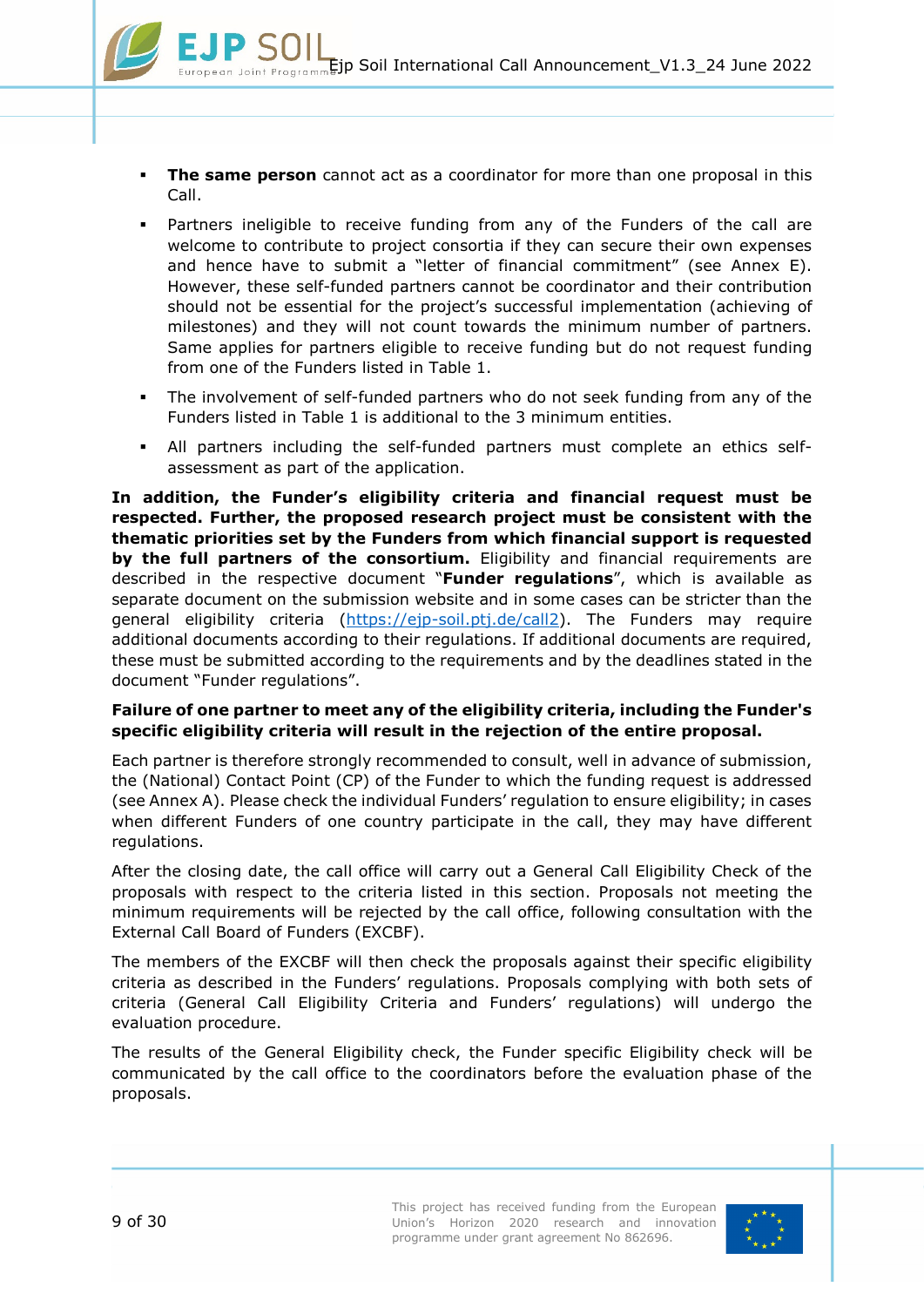- **The same person** cannot act as a coordinator for more than one proposal in this Call.
- Partners ineligible to receive funding from any of the Funders of the call are welcome to contribute to project consortia if they can secure their own expenses and hence have to submit a "letter of financial commitment" (see Annex E). However, these self-funded partners cannot be coordinator and their contribution should not be essential for the project's successful implementation (achieving of milestones) and they will not count towards the minimum number of partners. Same applies for partners eligible to receive funding but do not request funding from one of the Funders listed in Table 1.
- The involvement of self-funded partners who do not seek funding from any of the Funders listed in Table 1 is additional to the 3 minimum entities.
- All partners including the self-funded partners must complete an ethics self-assessment as part of the application.

**In addition, the Funder's eligibility criteria and financial request must be respected. Further, the proposed research project must be consistent with the thematic priorities set by the Funders from which financial support is requested by the full partners of the consortium.** Eligibility and financial requirements are described in the respective document "**Funder regulations**", which is available as separate document on the submission website and in some cases can be stricter than the general eligibility criteria (https://ejp-soil.ptj.de/call2). The Funders may require additional documents according to their regulations. If additional documents are required, these must be submitted according to the requirements and by the deadlines stated in the document "Funder regulations".

**Failure of one partner to meet any of the eligibility criteria, including the Funder's specific eligibility criteria will result in the rejection of the entire proposal.**

Each partner is therefore strongly recommended to consult, well in advance of submission, the (National) Contact Point (CP) of the Funder to which the funding request is addressed (see Annex A). Please check the individual Funders' regulation to ensure eligibility; in cases when different Funders of one country participate in the call, they may have different regulations.

After the closing date, the call office will carry out a General Call Eligibility Check of the proposals with respect to the criteria listed in this section. Proposals not meeting the minimum requirements will be rejected by the call office, following consultation with the External Call Board of Funders (EXCBF).

The members of the EXCBF will then check the proposals against their specific eligibility criteria as described in the Funders' regulations. Proposals complying with both sets of criteria (General Call Eligibility Criteria and Funders' regulations) will undergo the evaluation procedure.

The results of the General Eligibility check, the Funder specific Eligibility check will be communicated by the call office to the coordinators before the evaluation phase of the proposals.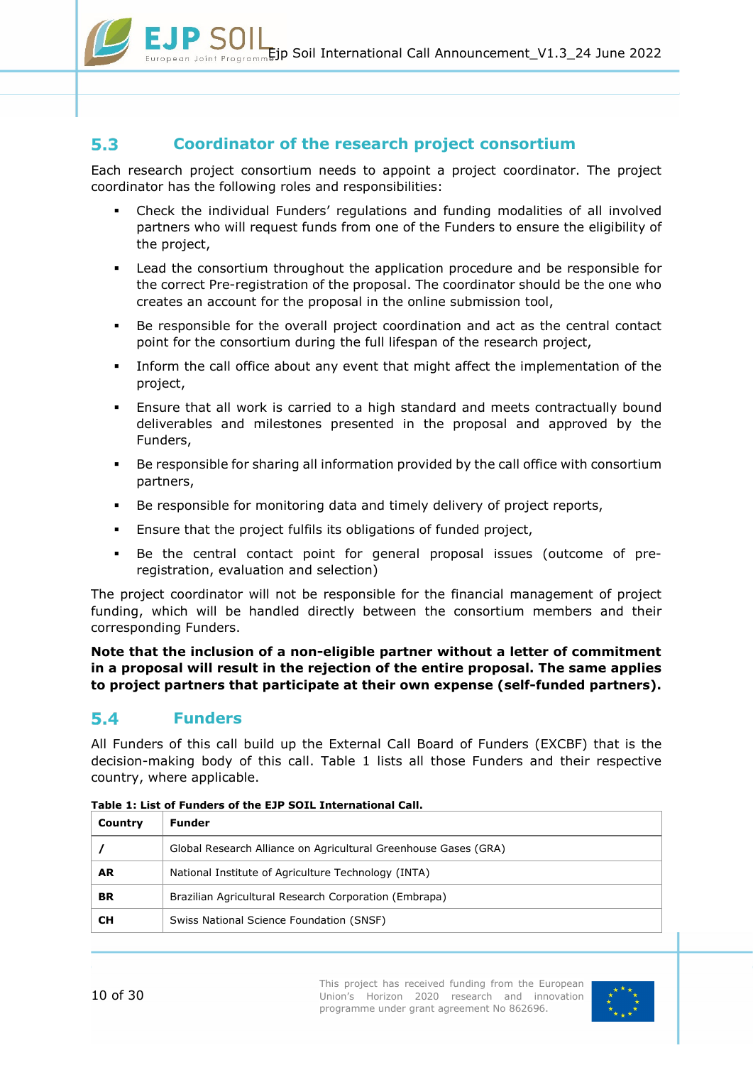## 5.3 Coordinator of the research project consortium

Each research project consortium needs to appoint a project coordinator. The project coordinator has the following roles and responsibilities:

- Check the individual Funders' regulations and funding modalities of all involved partners who will request funds from one of the Funders to ensure the eligibility of the project,
- Lead the consortium throughout the application procedure and be responsible for the correct Pre-registration of the proposal. The coordinator should be the one who creates an account for the proposal in the online submission tool,
- Be responsible for the overall project coordination and act as the central contact point for the consortium during the full lifespan of the research project,
- Inform the call office about any event that might affect the implementation of the project,
- Ensure that all work is carried to a high standard and meets contractually bound deliverables and milestones presented in the proposal and approved by the Funders,
- Be responsible for sharing all information provided by the call office with consortium partners,
- Be responsible for monitoring data and timely delivery of project reports,
- Ensure that the project fulfils its obligations of funded project,
- Be the central contact point for general proposal issues (outcome of pre-registration, evaluation and selection)

The project coordinator will not be responsible for the financial management of project funding, which will be handled directly between the consortium members and their corresponding Funders.

**Note that the inclusion of a non-eligible partner without a letter of commitment in a proposal will result in the rejection of the entire proposal. The same applies to project partners that participate at their own expense (self-funded partners).**

## 5.4 Funders

All Funders of this call build up the External Call Board of Funders (EXCBF) that is the decision-making body of this call. Table 1 lists all those Funders and their respective country, where applicable.

**Table 1: List of Funders of the EJP SOIL International Call.**

| Country | Funder |
|---|---|
| / | Global Research Alliance on Agricultural Greenhouse Gases (GRA) |
| AR | National Institute of Agriculture Technology (INTA) |
| BR | Brazilian Agricultural Research Corporation (Embrapa) |
| CH | Swiss National Science Foundation (SNSF) |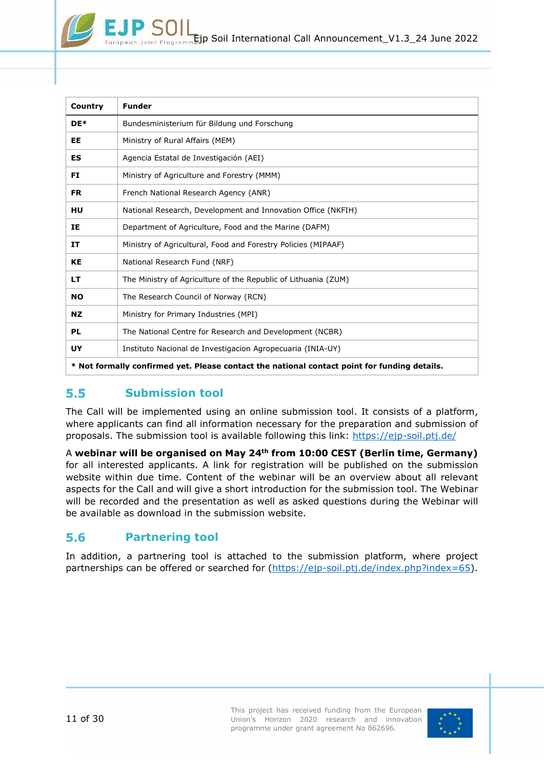| Country | Funder |
|---|---|
| **DE*** | Bundesministerium für Bildung und Forschung |
| **EE** | Ministry of Rural Affairs (MEM) |
| **ES** | Agencia Estatal de Investigación (AEI) |
| **FI** | Ministry of Agriculture and Forestry (MMM) |
| **FR** | French National Research Agency (ANR) |
| **HU** | National Research, Development and Innovation Office (NKFIH) |
| **IE** | Department of Agriculture, Food and the Marine (DAFM) |
| **IT** | Ministry of Agricultural, Food and Forestry Policies (MIPAAF) |
| **KE** | National Research Fund (NRF) |
| **LT** | The Ministry of Agriculture of the Republic of Lithuania (ZUM) |
| **NO** | The Research Council of Norway (RCN) |
| **NZ** | Ministry for Primary Industries (MPI) |
| **PL** | The National Centre for Research and Development (NCBR) |
| **UY** | Instituto Nacional de Investigacion Agropecuaria (INIA-UY) |
| *** Not formally confirmed yet. Please contact the national contact point for funding details.** | |

## 5.5 Submission tool

The Call will be implemented using an online submission tool. It consists of a platform, where applicants can find all information necessary for the preparation and submission of proposals. The submission tool is available following this link: https://ejp-soil.ptj.de/

A **webinar will be organised on May 24th from 10:00 CEST (Berlin time, Germany)** for all interested applicants. A link for registration will be published on the submission website within due time. Content of the webinar will be an overview about all relevant aspects for the Call and will give a short introduction for the submission tool. The Webinar will be recorded and the presentation as well as asked questions during the Webinar will be available as download in the submission website.

## 5.6 Partnering tool

In addition, a partnering tool is attached to the submission platform, where project partnerships can be offered or searched for (https://ejp-soil.ptj.de/index.php?index=65).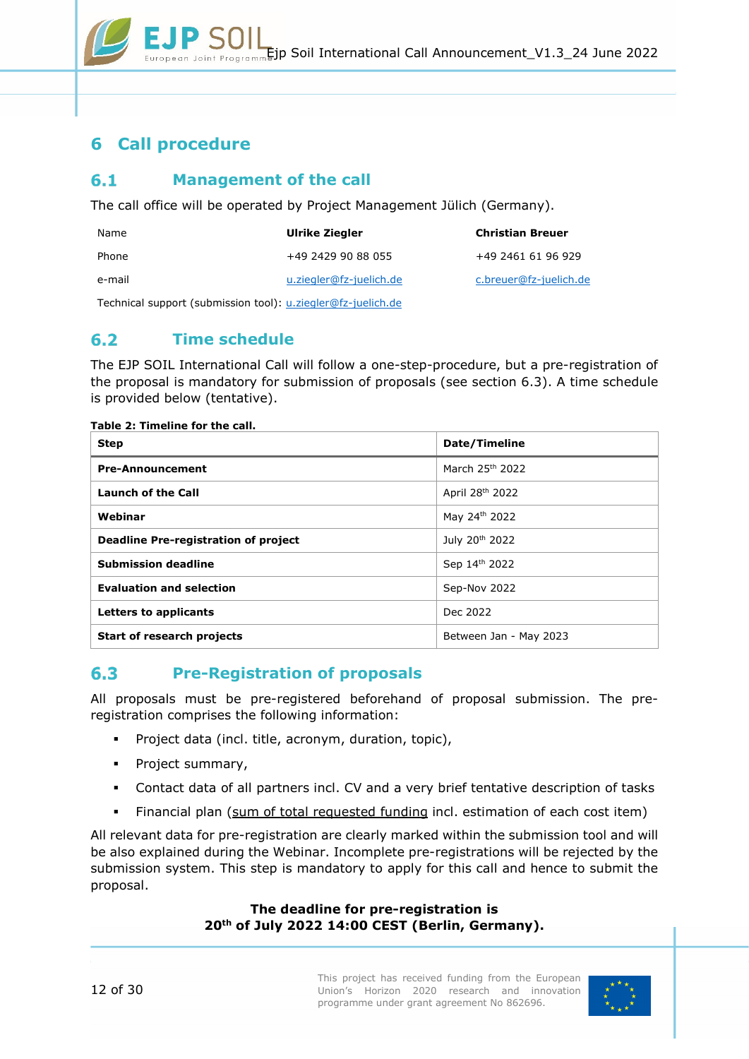# 6 Call procedure

## 6.1 Management of the call

The call office will be operated by Project Management Jülich (Germany).

| Name | **Ulrike Ziegler** | **Christian Breuer** |
| --- | --- | --- |
| Phone | +49 2429 90 88 055 | +49 2461 61 96 929 |
| e-mail | u.ziegler@fz-juelich.de | c.breuer@fz-juelich.de |

Technical support (submission tool): u.ziegler@fz-juelich.de

## 6.2 Time schedule

The EJP SOIL International Call will follow a one-step-procedure, but a pre-registration of the proposal is mandatory for submission of proposals (see section 6.3). A time schedule is provided below (tentative).

**Table 2: Timeline for the call.**

| Step | Date/Timeline |
| --- | --- |
| **Pre-Announcement** | March 25th 2022 |
| **Launch of the Call** | April 28th 2022 |
| **Webinar** | May 24th 2022 |
| **Deadline Pre-registration of project** | July 20th 2022 |
| **Submission deadline** | Sep 14th 2022 |
| **Evaluation and selection** | Sep-Nov 2022 |
| **Letters to applicants** | Dec 2022 |
| **Start of research projects** | Between Jan - May 2023 |

## 6.3 Pre-Registration of proposals

All proposals must be pre-registered beforehand of proposal submission. The pre-registration comprises the following information:

- Project data (incl. title, acronym, duration, topic),
- Project summary,
- Contact data of all partners incl. CV and a very brief tentative description of tasks
- Financial plan (sum of total requested funding incl. estimation of each cost item)

All relevant data for pre-registration are clearly marked within the submission tool and will be also explained during the Webinar. Incomplete pre-registrations will be rejected by the submission system. This step is mandatory to apply for this call and hence to submit the proposal.

**The deadline for pre-registration is**
**20th of July 2022 14:00 CEST (Berlin, Germany).**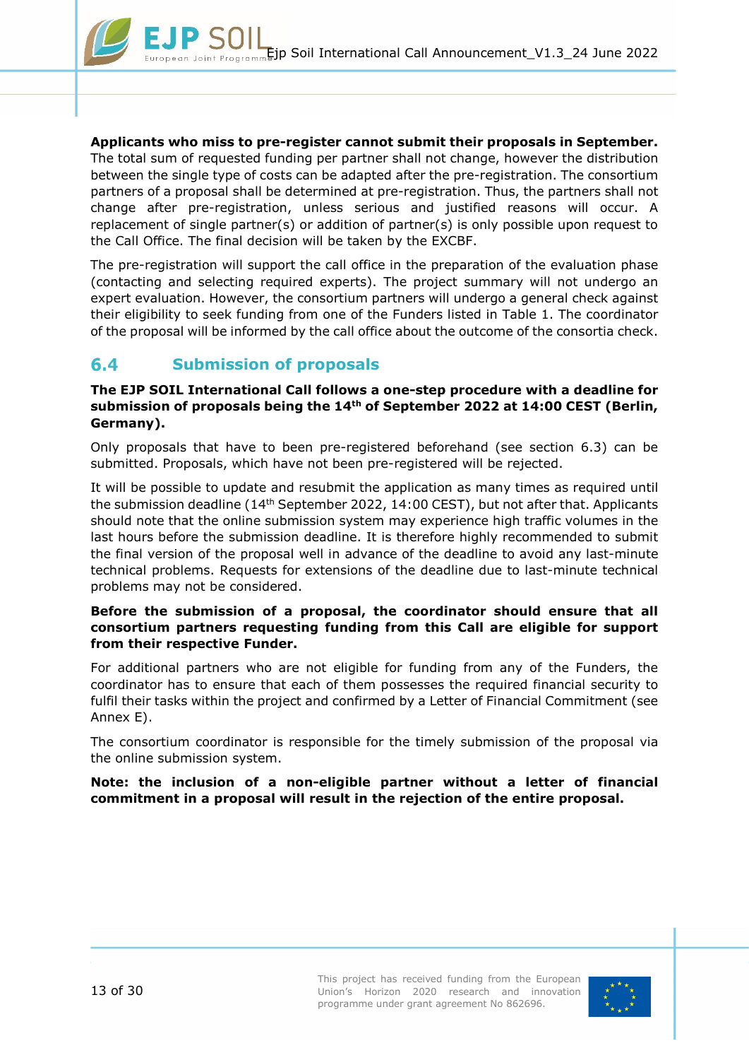**Applicants who miss to pre-register cannot submit their proposals in September.** The total sum of requested funding per partner shall not change, however the distribution between the single type of costs can be adapted after the pre-registration. The consortium partners of a proposal shall be determined at pre-registration. Thus, the partners shall not change after pre-registration, unless serious and justified reasons will occur. A replacement of single partner(s) or addition of partner(s) is only possible upon request to the Call Office. The final decision will be taken by the EXCBF.

The pre-registration will support the call office in the preparation of the evaluation phase (contacting and selecting required experts). The project summary will not undergo an expert evaluation. However, the consortium partners will undergo a general check against their eligibility to seek funding from one of the Funders listed in Table 1. The coordinator of the proposal will be informed by the call office about the outcome of the consortia check.

## 6.4 Submission of proposals

**The EJP SOIL International Call follows a one-step procedure with a deadline for submission of proposals being the 14th of September 2022 at 14:00 CEST (Berlin, Germany).**

Only proposals that have to been pre-registered beforehand (see section 6.3) can be submitted. Proposals, which have not been pre-registered will be rejected.

It will be possible to update and resubmit the application as many times as required until the submission deadline (14th September 2022, 14:00 CEST), but not after that. Applicants should note that the online submission system may experience high traffic volumes in the last hours before the submission deadline. It is therefore highly recommended to submit the final version of the proposal well in advance of the deadline to avoid any last-minute technical problems. Requests for extensions of the deadline due to last-minute technical problems may not be considered.

**Before the submission of a proposal, the coordinator should ensure that all consortium partners requesting funding from this Call are eligible for support from their respective Funder.**

For additional partners who are not eligible for funding from any of the Funders, the coordinator has to ensure that each of them possesses the required financial security to fulfil their tasks within the project and confirmed by a Letter of Financial Commitment (see Annex E).

The consortium coordinator is responsible for the timely submission of the proposal via the online submission system.

**Note: the inclusion of a non-eligible partner without a letter of financial commitment in a proposal will result in the rejection of the entire proposal.**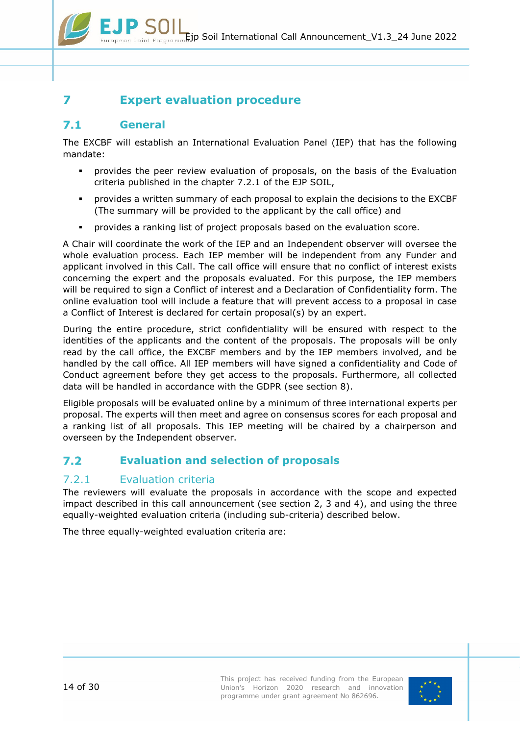# 7 Expert evaluation procedure

## 7.1 General

The EXCBF will establish an International Evaluation Panel (IEP) that has the following mandate:

- provides the peer review evaluation of proposals, on the basis of the Evaluation criteria published in the chapter 7.2.1 of the EJP SOIL,
- provides a written summary of each proposal to explain the decisions to the EXCBF (The summary will be provided to the applicant by the call office) and
- provides a ranking list of project proposals based on the evaluation score.

A Chair will coordinate the work of the IEP and an Independent observer will oversee the whole evaluation process. Each IEP member will be independent from any Funder and applicant involved in this Call. The call office will ensure that no conflict of interest exists concerning the expert and the proposals evaluated. For this purpose, the IEP members will be required to sign a Conflict of interest and a Declaration of Confidentiality form. The online evaluation tool will include a feature that will prevent access to a proposal in case a Conflict of Interest is declared for certain proposal(s) by an expert.

During the entire procedure, strict confidentiality will be ensured with respect to the identities of the applicants and the content of the proposals. The proposals will be only read by the call office, the EXCBF members and by the IEP members involved, and be handled by the call office. All IEP members will have signed a confidentiality and Code of Conduct agreement before they get access to the proposals. Furthermore, all collected data will be handled in accordance with the GDPR (see section 8).

Eligible proposals will be evaluated online by a minimum of three international experts per proposal. The experts will then meet and agree on consensus scores for each proposal and a ranking list of all proposals. This IEP meeting will be chaired by a chairperson and overseen by the Independent observer.

## 7.2 Evaluation and selection of proposals

### 7.2.1 Evaluation criteria

The reviewers will evaluate the proposals in accordance with the scope and expected impact described in this call announcement (see section 2, 3 and 4), and using the three equally-weighted evaluation criteria (including sub-criteria) described below.

The three equally-weighted evaluation criteria are: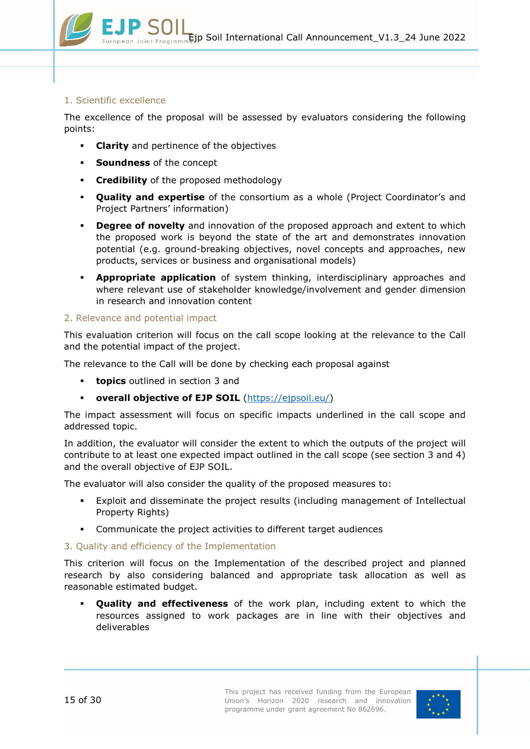### 1. Scientific excellence

The excellence of the proposal will be assessed by evaluators considering the following points:

- **Clarity** and pertinence of the objectives
- **Soundness** of the concept
- **Credibility** of the proposed methodology
- **Quality and expertise** of the consortium as a whole (Project Coordinator's and Project Partners' information)
- **Degree of novelty** and innovation of the proposed approach and extent to which the proposed work is beyond the state of the art and demonstrates innovation potential (e.g. ground-breaking objectives, novel concepts and approaches, new products, services or business and organisational models)
- **Appropriate application** of system thinking, interdisciplinary approaches and where relevant use of stakeholder knowledge/involvement and gender dimension in research and innovation content

### 2. Relevance and potential impact

This evaluation criterion will focus on the call scope looking at the relevance to the Call and the potential impact of the project.

The relevance to the Call will be done by checking each proposal against

- **topics** outlined in section 3 and
- **overall objective of EJP SOIL** ([https://ejpsoil.eu/](https://ejpsoil.eu/))

The impact assessment will focus on specific impacts underlined in the call scope and addressed topic.

In addition, the evaluator will consider the extent to which the outputs of the project will contribute to at least one expected impact outlined in the call scope (see section 3 and 4) and the overall objective of EJP SOIL.

The evaluator will also consider the quality of the proposed measures to:

- Exploit and disseminate the project results (including management of Intellectual Property Rights)
- Communicate the project activities to different target audiences

### 3. Quality and efficiency of the Implementation

This criterion will focus on the Implementation of the described project and planned research by also considering balanced and appropriate task allocation as well as reasonable estimated budget.

- **Quality and effectiveness** of the work plan, including extent to which the resources assigned to work packages are in line with their objectives and deliverables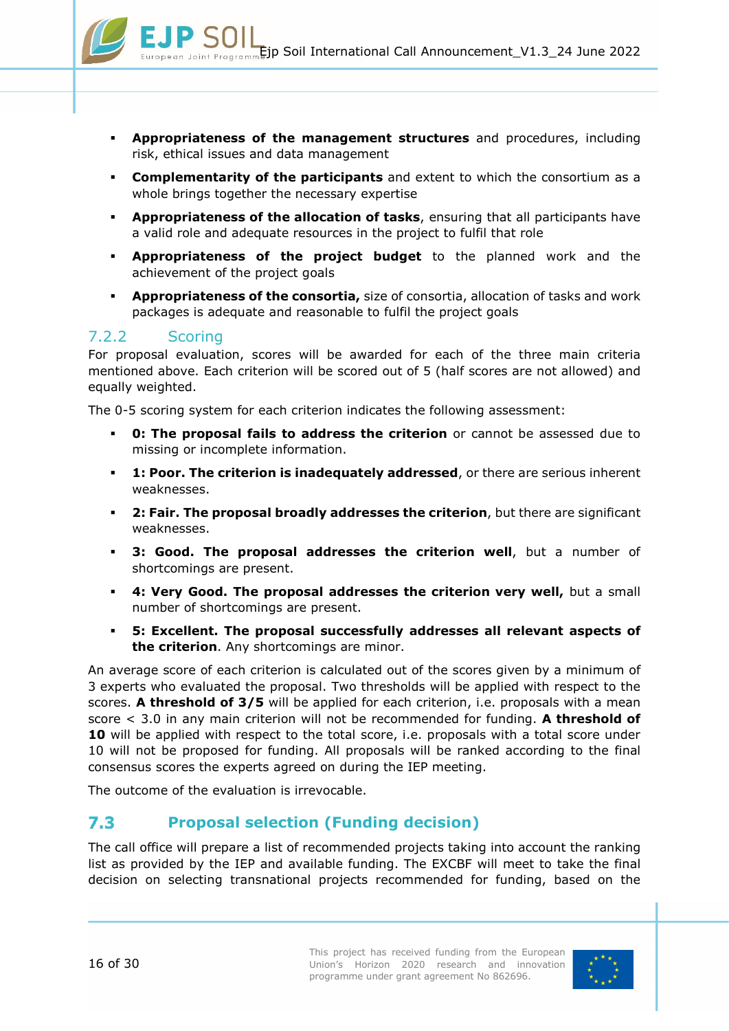- **Appropriateness of the management structures** and procedures, including risk, ethical issues and data management
- **Complementarity of the participants** and extent to which the consortium as a whole brings together the necessary expertise
- **Appropriateness of the allocation of tasks**, ensuring that all participants have a valid role and adequate resources in the project to fulfil that role
- **Appropriateness of the project budget** to the planned work and the achievement of the project goals
- **Appropriateness of the consortia,** size of consortia, allocation of tasks and work packages is adequate and reasonable to fulfil the project goals

### 7.2.2 Scoring

For proposal evaluation, scores will be awarded for each of the three main criteria mentioned above. Each criterion will be scored out of 5 (half scores are not allowed) and equally weighted.

The 0-5 scoring system for each criterion indicates the following assessment:

- **0: The proposal fails to address the criterion** or cannot be assessed due to missing or incomplete information.
- **1: Poor. The criterion is inadequately addressed**, or there are serious inherent weaknesses.
- **2: Fair. The proposal broadly addresses the criterion**, but there are significant weaknesses.
- **3: Good. The proposal addresses the criterion well**, but a number of shortcomings are present.
- **4: Very Good. The proposal addresses the criterion very well,** but a small number of shortcomings are present.
- **5: Excellent. The proposal successfully addresses all relevant aspects of the criterion**. Any shortcomings are minor.

An average score of each criterion is calculated out of the scores given by a minimum of 3 experts who evaluated the proposal. Two thresholds will be applied with respect to the scores. **A threshold of 3/5** will be applied for each criterion, i.e. proposals with a mean score < 3.0 in any main criterion will not be recommended for funding. **A threshold of 10** will be applied with respect to the total score, i.e. proposals with a total score under 10 will not be proposed for funding. All proposals will be ranked according to the final consensus scores the experts agreed on during the IEP meeting.

The outcome of the evaluation is irrevocable.

## 7.3 Proposal selection (Funding decision)

The call office will prepare a list of recommended projects taking into account the ranking list as provided by the IEP and available funding. The EXCBF will meet to take the final decision on selecting transnational projects recommended for funding, based on the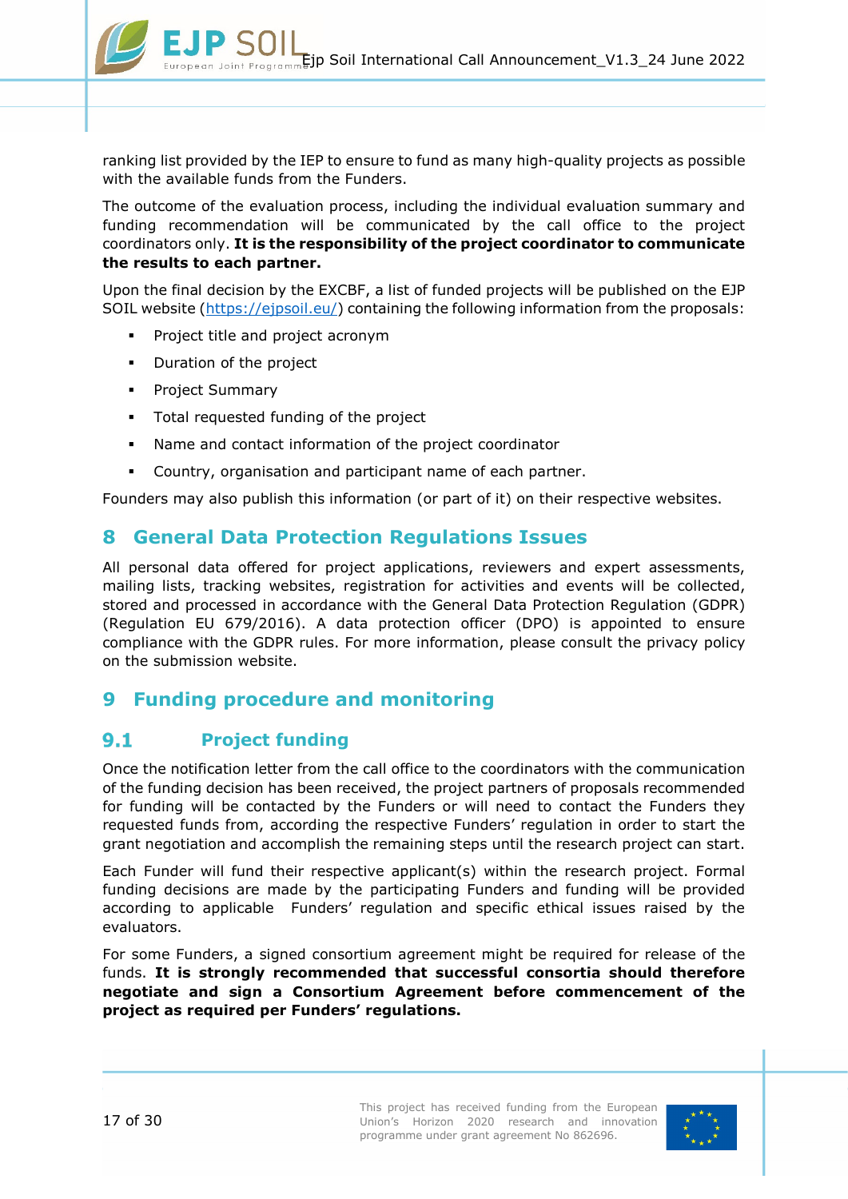ranking list provided by the IEP to ensure to fund as many high-quality projects as possible with the available funds from the Funders.

The outcome of the evaluation process, including the individual evaluation summary and funding recommendation will be communicated by the call office to the project coordinators only. **It is the responsibility of the project coordinator to communicate the results to each partner.**

Upon the final decision by the EXCBF, a list of funded projects will be published on the EJP SOIL website ([https://ejpsoil.eu/](https://ejpsoil.eu/)) containing the following information from the proposals:

- Project title and project acronym
- Duration of the project
- Project Summary
- Total requested funding of the project
- Name and contact information of the project coordinator
- Country, organisation and participant name of each partner.

Founders may also publish this information (or part of it) on their respective websites.

# 8 General Data Protection Regulations Issues

All personal data offered for project applications, reviewers and expert assessments, mailing lists, tracking websites, registration for activities and events will be collected, stored and processed in accordance with the General Data Protection Regulation (GDPR) (Regulation EU 679/2016). A data protection officer (DPO) is appointed to ensure compliance with the GDPR rules. For more information, please consult the privacy policy on the submission website.

# 9 Funding procedure and monitoring

## 9.1 Project funding

Once the notification letter from the call office to the coordinators with the communication of the funding decision has been received, the project partners of proposals recommended for funding will be contacted by the Funders or will need to contact the Funders they requested funds from, according the respective Funders' regulation in order to start the grant negotiation and accomplish the remaining steps until the research project can start.

Each Funder will fund their respective applicant(s) within the research project. Formal funding decisions are made by the participating Funders and funding will be provided according to applicable Funders' regulation and specific ethical issues raised by the evaluators.

For some Funders, a signed consortium agreement might be required for release of the funds. **It is strongly recommended that successful consortia should therefore negotiate and sign a Consortium Agreement before commencement of the project as required per Funders' regulations.**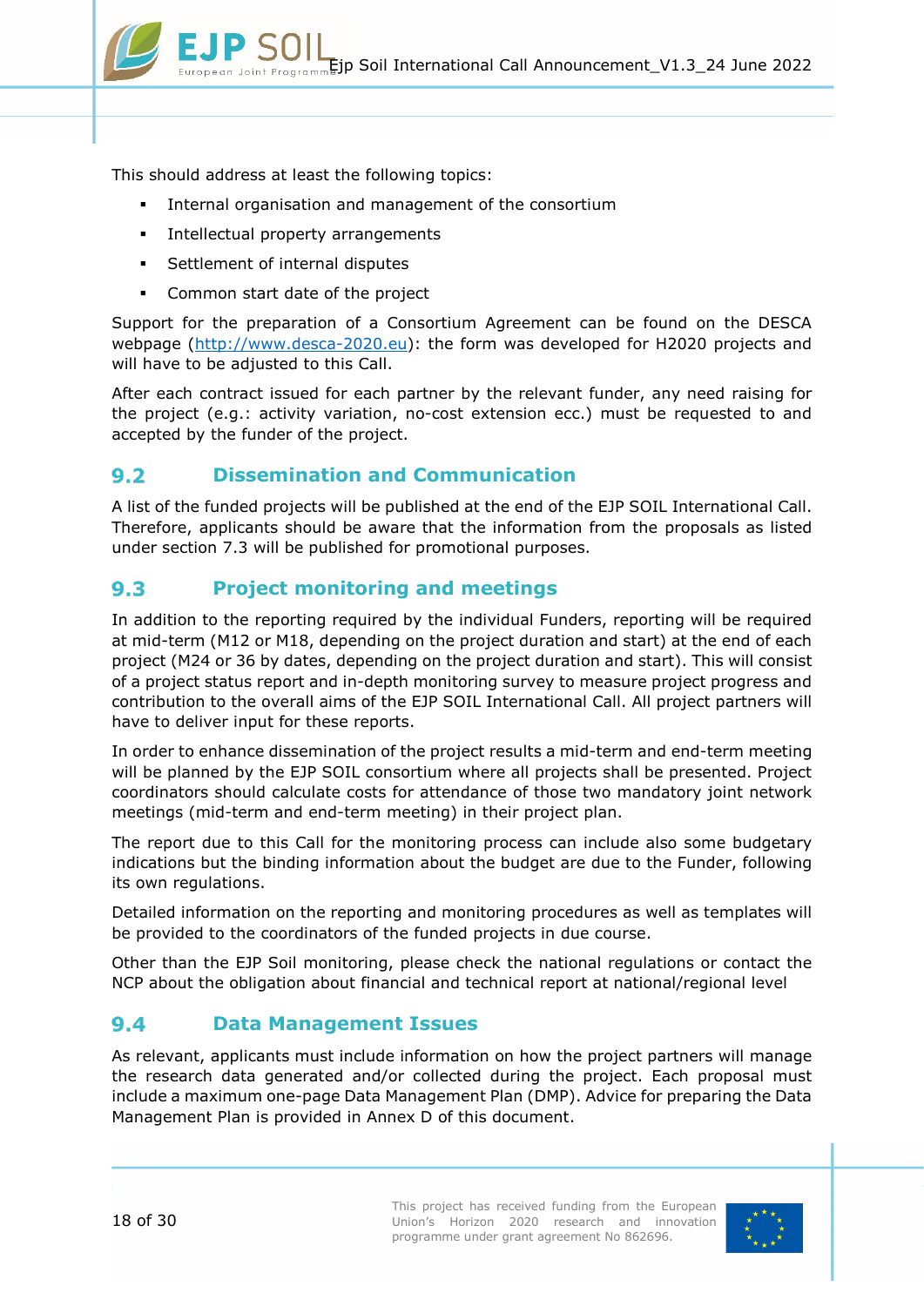This should address at least the following topics:

- Internal organisation and management of the consortium
- Intellectual property arrangements
- Settlement of internal disputes
- Common start date of the project

Support for the preparation of a Consortium Agreement can be found on the DESCA webpage (http://www.desca-2020.eu): the form was developed for H2020 projects and will have to be adjusted to this Call.

After each contract issued for each partner by the relevant funder, any need raising for the project (e.g.: activity variation, no-cost extension ecc.) must be requested to and accepted by the funder of the project.

## 9.2 Dissemination and Communication

A list of the funded projects will be published at the end of the EJP SOIL International Call. Therefore, applicants should be aware that the information from the proposals as listed under section 7.3 will be published for promotional purposes.

## 9.3 Project monitoring and meetings

In addition to the reporting required by the individual Funders, reporting will be required at mid-term (M12 or M18, depending on the project duration and start) at the end of each project (M24 or 36 by dates, depending on the project duration and start). This will consist of a project status report and in-depth monitoring survey to measure project progress and contribution to the overall aims of the EJP SOIL International Call. All project partners will have to deliver input for these reports.

In order to enhance dissemination of the project results a mid-term and end-term meeting will be planned by the EJP SOIL consortium where all projects shall be presented. Project coordinators should calculate costs for attendance of those two mandatory joint network meetings (mid-term and end-term meeting) in their project plan.

The report due to this Call for the monitoring process can include also some budgetary indications but the binding information about the budget are due to the Funder, following its own regulations.

Detailed information on the reporting and monitoring procedures as well as templates will be provided to the coordinators of the funded projects in due course.

Other than the EJP Soil monitoring, please check the national regulations or contact the NCP about the obligation about financial and technical report at national/regional level

## 9.4 Data Management Issues

As relevant, applicants must include information on how the project partners will manage the research data generated and/or collected during the project. Each proposal must include a maximum one-page Data Management Plan (DMP). Advice for preparing the Data Management Plan is provided in Annex D of this document.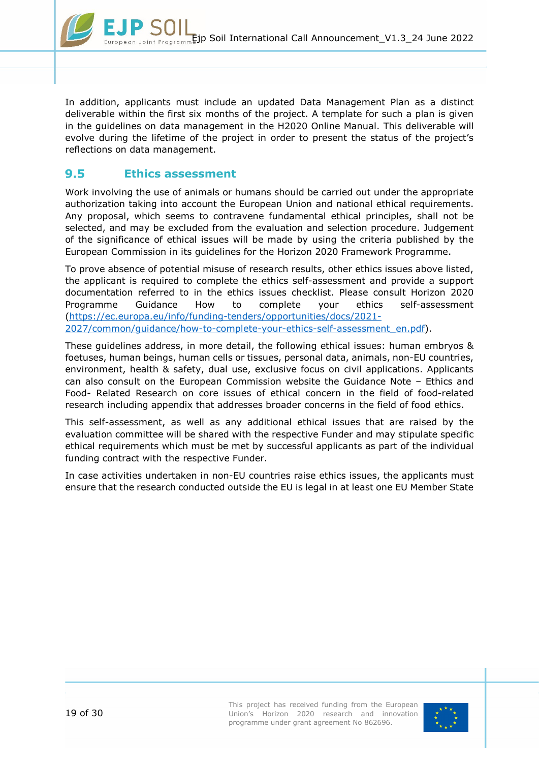In addition, applicants must include an updated Data Management Plan as a distinct deliverable within the first six months of the project. A template for such a plan is given in the guidelines on data management in the H2020 Online Manual. This deliverable will evolve during the lifetime of the project in order to present the status of the project's reflections on data management.

## 9.5 Ethics assessment

Work involving the use of animals or humans should be carried out under the appropriate authorization taking into account the European Union and national ethical requirements. Any proposal, which seems to contravene fundamental ethical principles, shall not be selected, and may be excluded from the evaluation and selection procedure. Judgement of the significance of ethical issues will be made by using the criteria published by the European Commission in its guidelines for the Horizon 2020 Framework Programme.

To prove absence of potential misuse of research results, other ethics issues above listed, the applicant is required to complete the ethics self-assessment and provide a support documentation referred to in the ethics issues checklist. Please consult Horizon 2020 Programme Guidance How to complete your ethics self-assessment (https://ec.europa.eu/info/funding-tenders/opportunities/docs/2021-2027/common/guidance/how-to-complete-your-ethics-self-assessment_en.pdf).

These guidelines address, in more detail, the following ethical issues: human embryos & foetuses, human beings, human cells or tissues, personal data, animals, non-EU countries, environment, health & safety, dual use, exclusive focus on civil applications. Applicants can also consult on the European Commission website the Guidance Note – Ethics and Food- Related Research on core issues of ethical concern in the field of food-related research including appendix that addresses broader concerns in the field of food ethics.

This self-assessment, as well as any additional ethical issues that are raised by the evaluation committee will be shared with the respective Funder and may stipulate specific ethical requirements which must be met by successful applicants as part of the individual funding contract with the respective Funder.

In case activities undertaken in non-EU countries raise ethics issues, the applicants must ensure that the research conducted outside the EU is legal in at least one EU Member State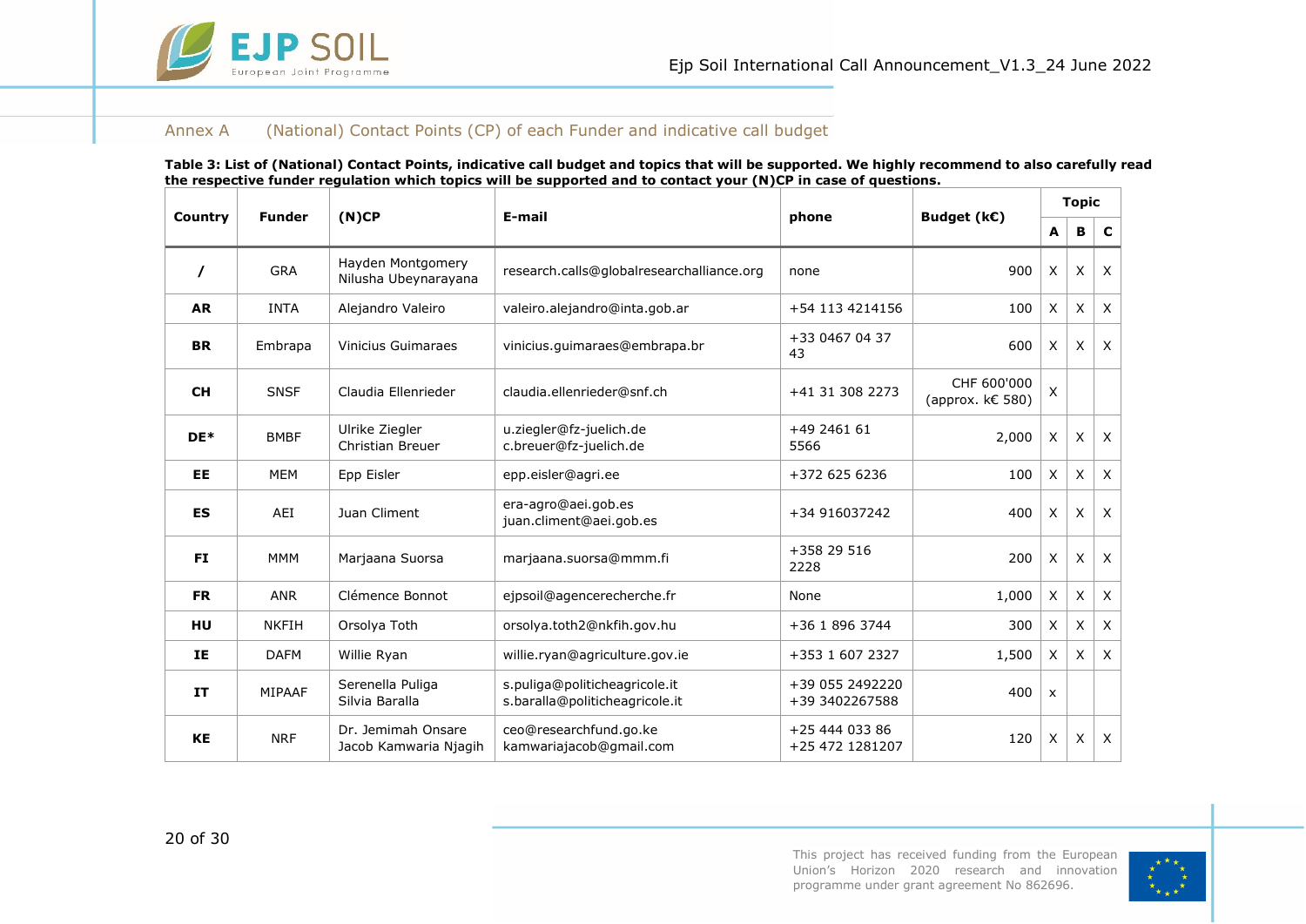## Annex A (National) Contact Points (CP) of each Funder and indicative call budget

**Table 3: List of (National) Contact Points, indicative call budget and topics that will be supported. We highly recommend to also carefully read the respective funder regulation which topics will be supported and to contact your (N)CP in case of questions.**

| Country | Funder | (N)CP | E-mail | phone | Budget (k€) | Topic | | |
|---|---|---|---|---|---|---|---|---|
| | | | | | | A | B | C |
| / | GRA | Hayden Montgomery<br>Nilusha Ubeynarayana | research.calls@globalresearchalliance.org | none | 900 | X | X | X |
| AR | INTA | Alejandro Valeiro | valeiro.alejandro@inta.gob.ar | +54 113 4214156 | 100 | X | X | X |
| BR | Embrapa | Vinicius Guimaraes | vinicius.guimaraes@embrapa.br | +33 0467 04 37 43 | 600 | X | X | X |
| CH | SNSF | Claudia Ellenrieder | claudia.ellenrieder@snf.ch | +41 31 308 2273 | CHF 600'000 (approx. k€ 580) | X | | |
| DE* | BMBF | Ulrike Ziegler<br>Christian Breuer | u.ziegler@fz-juelich.de<br>c.breuer@fz-juelich.de | +49 2461 61 5566 | 2,000 | X | X | X |
| EE | MEM | Epp Eisler | epp.eisler@agri.ee | +372 625 6236 | 100 | X | X | X |
| ES | AEI | Juan Climent | era-agro@aei.gob.es<br>juan.climent@aei.gob.es | +34 916037242 | 400 | X | X | X |
| FI | MMM | Marjaana Suorsa | marjaana.suorsa@mmm.fi | +358 29 516 2228 | 200 | X | X | X |
| FR | ANR | Clémence Bonnot | ejpsoil@agencerecherche.fr | None | 1,000 | X | X | X |
| HU | NKFIH | Orsolya Toth | orsolya.toth2@nkfih.gov.hu | +36 1 896 3744 | 300 | X | X | X |
| IE | DAFM | Willie Ryan | willie.ryan@agriculture.gov.ie | +353 1 607 2327 | 1,500 | X | X | X |
| IT | MIPAAF | Serenella Puliga<br>Silvia Baralla | s.puliga@politicheagricole.it<br>s.baralla@politicheagricole.it | +39 055 2492220<br>+39 3402267588 | 400 | x | | |
| KE | NRF | Dr. Jemimah Onsare<br>Jacob Kamwaria Njagih | ceo@researchfund.go.ke<br>kamwariajacob@gmail.com | +25 444 033 86<br>+25 472 1281207 | 120 | X | X | X |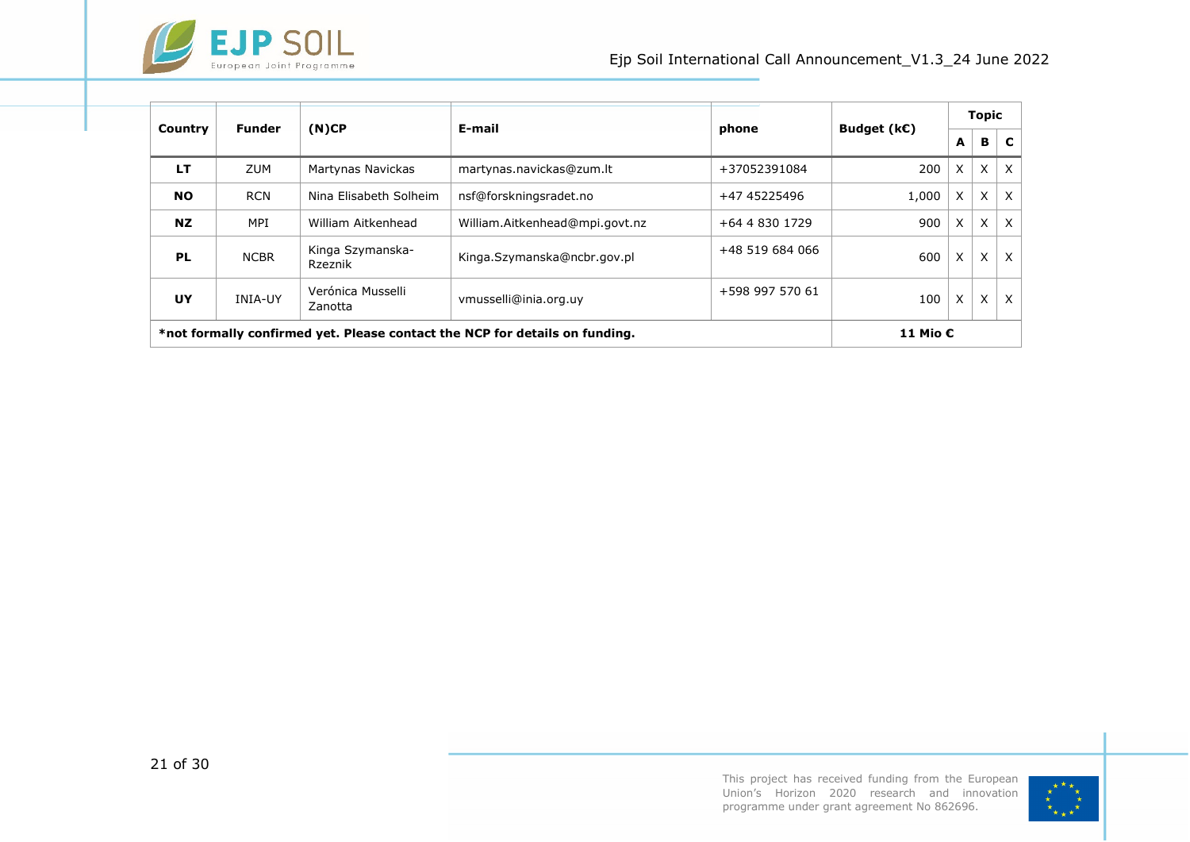| Country | Funder | (N)CP | E-mail | phone | Budget (k€) | Topic | | |
|---|---|---|---|---|---|---|---|---|
| | | | | | | A | B | C |
| **LT** | ZUM | Martynas Navickas | martynas.navickas@zum.lt | +37052391084 | 200 | X | X | X |
| **NO** | RCN | Nina Elisabeth Solheim | nsf@forskningsradet.no | +47 45225496 | 1,000 | X | X | X |
| **NZ** | MPI | William Aitkenhead | William.Aitkenhead@mpi.govt.nz | +64 4 830 1729 | 900 | X | X | X |
| **PL** | NCBR | Kinga Szymanska-Rzeznik | Kinga.Szymanska@ncbr.gov.pl | +48 519 684 066 | 600 | X | X | X |
| **UY** | INIA-UY | Verónica Musselli Zanotta | vmusselli@inia.org.uy | +598 997 570 61 | 100 | X | X | X |
| **\*not formally confirmed yet. Please contact the NCP for details on funding.** | | | | | **11 Mio €** | | | |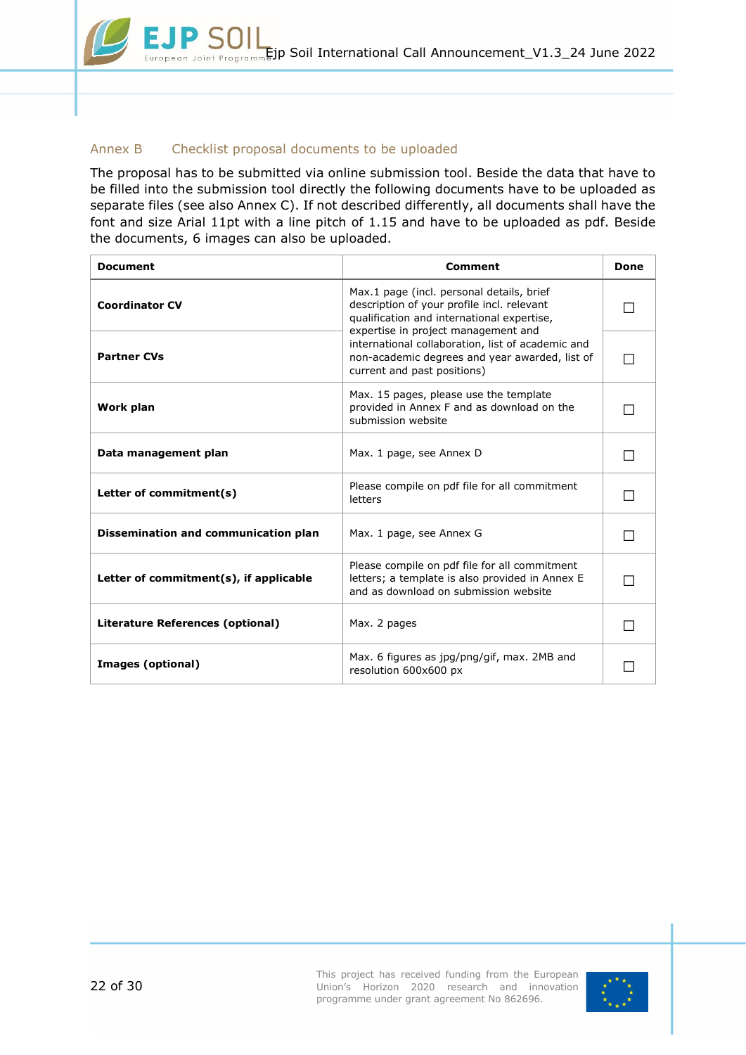## Annex B Checklist proposal documents to be uploaded

The proposal has to be submitted via online submission tool. Beside the data that have to be filled into the submission tool directly the following documents have to be uploaded as separate files (see also Annex C). If not described differently, all documents shall have the font and size Arial 11pt with a line pitch of 1.15 and have to be uploaded as pdf. Beside the documents, 6 images can also be uploaded.

| Document | Comment | Done |
|---|---|---|
| **Coordinator CV** | Max.1 page (incl. personal details, brief description of your profile incl. relevant qualification and international expertise, expertise in project management and international collaboration, list of academic and non-academic degrees and year awarded, list of current and past positions) | ☐ |
| **Partner CVs** | | ☐ |
| **Work plan** | Max. 15 pages, please use the template provided in Annex F and as download on the submission website | ☐ |
| **Data management plan** | Max. 1 page, see Annex D | ☐ |
| **Letter of commitment(s)** | Please compile on pdf file for all commitment letters | ☐ |
| **Dissemination and communication plan** | Max. 1 page, see Annex G | ☐ |
| **Letter of commitment(s), if applicable** | Please compile on pdf file for all commitment letters; a template is also provided in Annex E and as download on submission website | ☐ |
| **Literature References (optional)** | Max. 2 pages | ☐ |
| **Images (optional)** | Max. 6 figures as jpg/png/gif, max. 2MB and resolution 600x600 px | ☐ |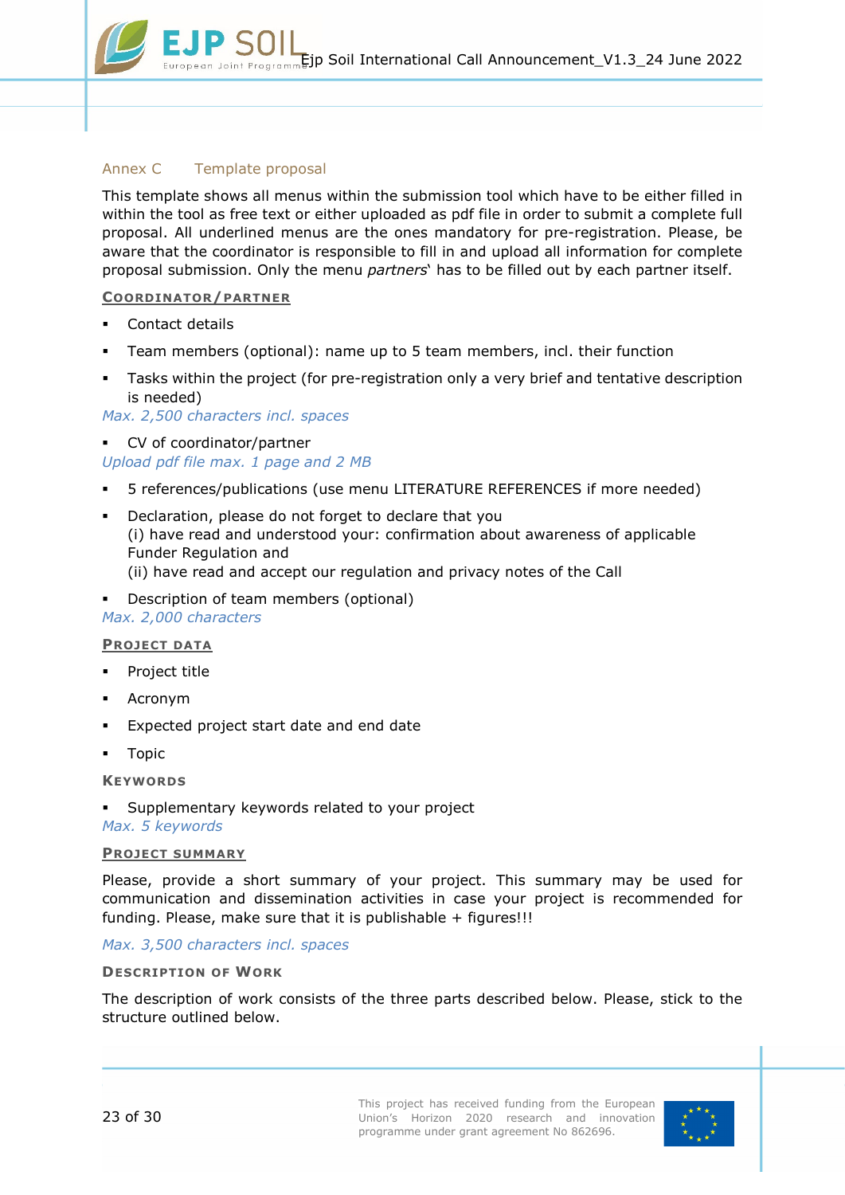## Annex C  Template proposal

This template shows all menus within the submission tool which have to be either filled in within the tool as free text or either uploaded as pdf file in order to submit a complete full proposal. All underlined menus are the ones mandatory for pre-registration. Please, be aware that the coordinator is responsible to fill in and upload all information for complete proposal submission. Only the menu *partners*' has to be filled out by each partner itself.

### <u>COORDINATOR/PARTNER</u>

- Contact details
- Team members (optional): name up to 5 team members, incl. their function
- Tasks within the project (for pre-registration only a very brief and tentative description is needed)

*Max. 2,500 characters incl. spaces*

- CV of coordinator/partner

*Upload pdf file max. 1 page and 2 MB*

- 5 references/publications (use menu LITERATURE REFERENCES if more needed)
- Declaration, please do not forget to declare that you
  (i) have read and understood your: confirmation about awareness of applicable Funder Regulation and
  (ii) have read and accept our regulation and privacy notes of the Call
- Description of team members (optional)

*Max. 2,000 characters*

### <u>PROJECT DATA</u>

- Project title
- Acronym
- Expected project start date and end date
- Topic

### KEYWORDS

- Supplementary keywords related to your project

*Max. 5 keywords*

### <u>PROJECT SUMMARY</u>

Please, provide a short summary of your project. This summary may be used for communication and dissemination activities in case your project is recommended for funding. Please, make sure that it is publishable + figures!!!

*Max. 3,500 characters incl. spaces*

### DESCRIPTION OF WORK

The description of work consists of the three parts described below. Please, stick to the structure outlined below.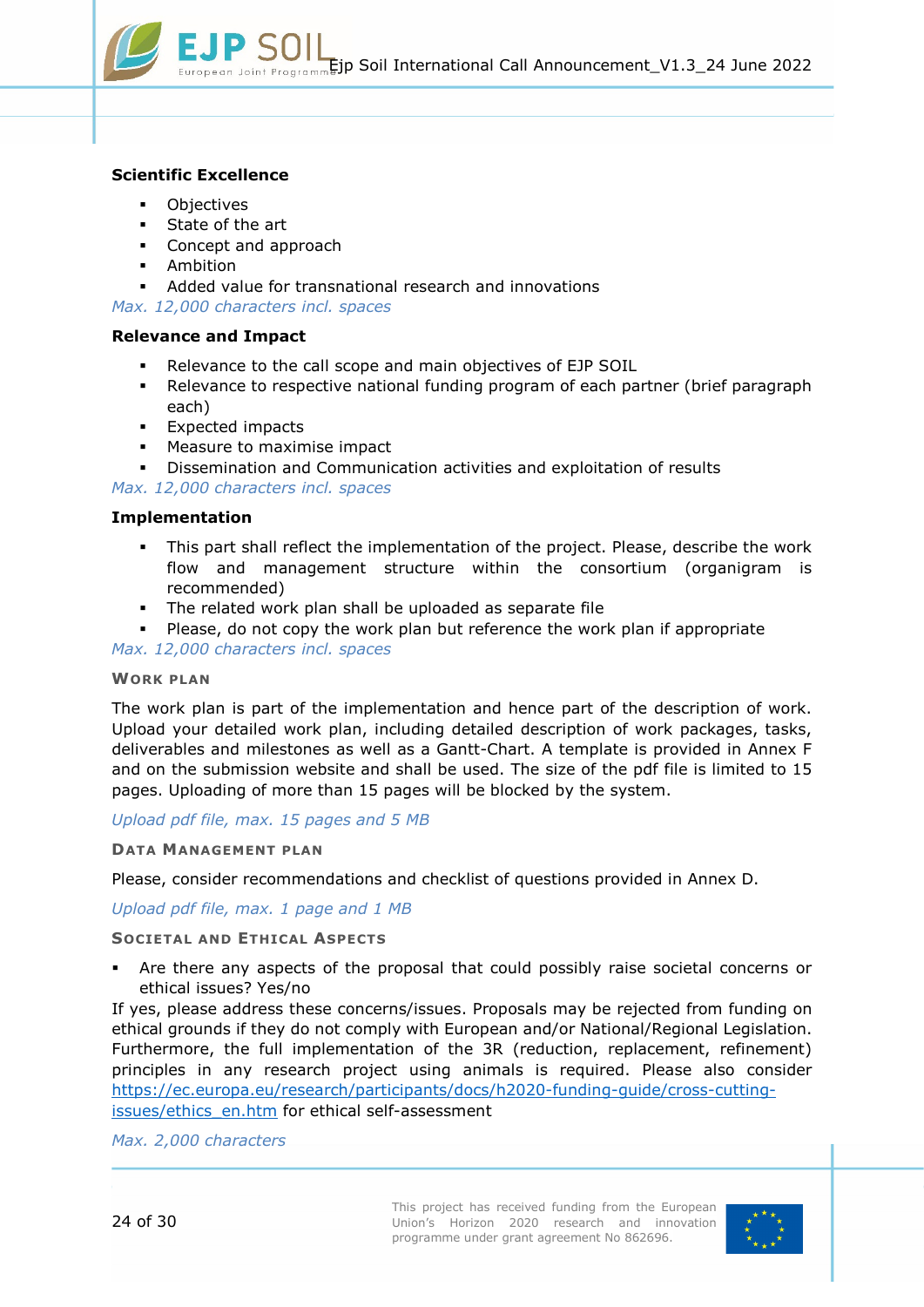**Scientific Excellence**

- Objectives
- State of the art
- Concept and approach
- Ambition
- Added value for transnational research and innovations

*Max. 12,000 characters incl. spaces*

**Relevance and Impact**

- Relevance to the call scope and main objectives of EJP SOIL
- Relevance to respective national funding program of each partner (brief paragraph each)
- Expected impacts
- Measure to maximise impact
- Dissemination and Communication activities and exploitation of results

*Max. 12,000 characters incl. spaces*

**Implementation**

- This part shall reflect the implementation of the project. Please, describe the work flow and management structure within the consortium (organigram is recommended)
- The related work plan shall be uploaded as separate file
- Please, do not copy the work plan but reference the work plan if appropriate

*Max. 12,000 characters incl. spaces*

**WORK PLAN**

The work plan is part of the implementation and hence part of the description of work. Upload your detailed work plan, including detailed description of work packages, tasks, deliverables and milestones as well as a Gantt-Chart. A template is provided in Annex F and on the submission website and shall be used. The size of the pdf file is limited to 15 pages. Uploading of more than 15 pages will be blocked by the system.

*Upload pdf file, max. 15 pages and 5 MB*

**DATA MANAGEMENT PLAN**

Please, consider recommendations and checklist of questions provided in Annex D.

*Upload pdf file, max. 1 page and 1 MB*

**SOCIETAL AND ETHICAL ASPECTS**

- Are there any aspects of the proposal that could possibly raise societal concerns or ethical issues? Yes/no

If yes, please address these concerns/issues. Proposals may be rejected from funding on ethical grounds if they do not comply with European and/or National/Regional Legislation. Furthermore, the full implementation of the 3R (reduction, replacement, refinement) principles in any research project using animals is required. Please also consider https://ec.europa.eu/research/participants/docs/h2020-funding-guide/cross-cutting-issues/ethics_en.htm for ethical self-assessment

*Max. 2,000 characters*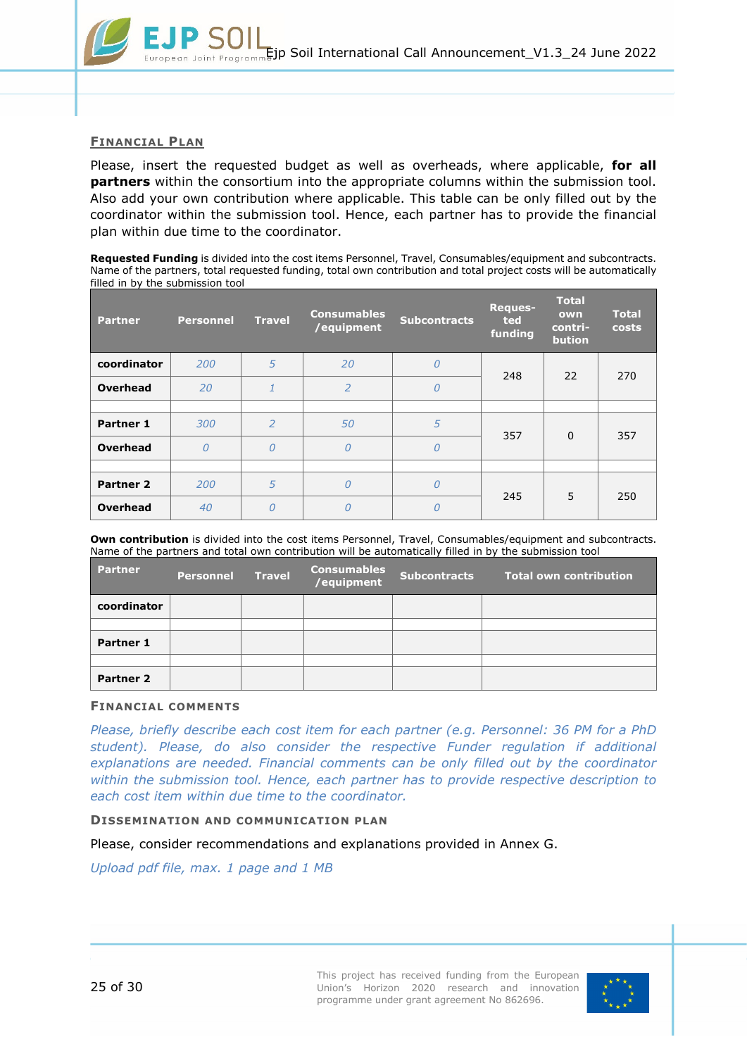### FINANCIAL PLAN

Please, insert the requested budget as well as overheads, where applicable, **for all partners** within the consortium into the appropriate columns within the submission tool. Also add your own contribution where applicable. This table can be only filled out by the coordinator within the submission tool. Hence, each partner has to provide the financial plan within due time to the coordinator.

**Requested Funding** is divided into the cost items Personnel, Travel, Consumables/equipment and subcontracts. Name of the partners, total requested funding, total own contribution and total project costs will be automatically filled in by the submission tool

| Partner | Personnel | Travel | Consumables /equipment | Subcontracts | Requested funding | Total own contribution | Total costs |
|---|---|---|---|---|---|---|---|
| **coordinator** | *200* | *5* | *20* | *0* | 248 | 22 | 270 |
| **Overhead** | *20* | *1* | *2* | *0* | | | |
| | | | | | | | |
| **Partner 1** | *300* | *2* | *50* | *5* | 357 | 0 | 357 |
| **Overhead** | *0* | *0* | *0* | *0* | | | |
| | | | | | | | |
| **Partner 2** | *200* | *5* | *0* | *0* | 245 | 5 | 250 |
| **Overhead** | *40* | *0* | *0* | *0* | | | |

**Own contribution** is divided into the cost items Personnel, Travel, Consumables/equipment and subcontracts. Name of the partners and total own contribution will be automatically filled in by the submission tool

| Partner | Personnel | Travel | Consumables /equipment | Subcontracts | Total own contribution |
|---|---|---|---|---|---|
| **coordinator** | | | | | |
| | | | | | |
| **Partner 1** | | | | | |
| | | | | | |
| **Partner 2** | | | | | |

### FINANCIAL COMMENTS

*Please, briefly describe each cost item for each partner (e.g. Personnel: 36 PM for a PhD student). Please, do also consider the respective Funder regulation if additional explanations are needed. Financial comments can be only filled out by the coordinator within the submission tool. Hence, each partner has to provide respective description to each cost item within due time to the coordinator.*

### DISSEMINATION AND COMMUNICATION PLAN

Please, consider recommendations and explanations provided in Annex G.

*Upload pdf file, max. 1 page and 1 MB*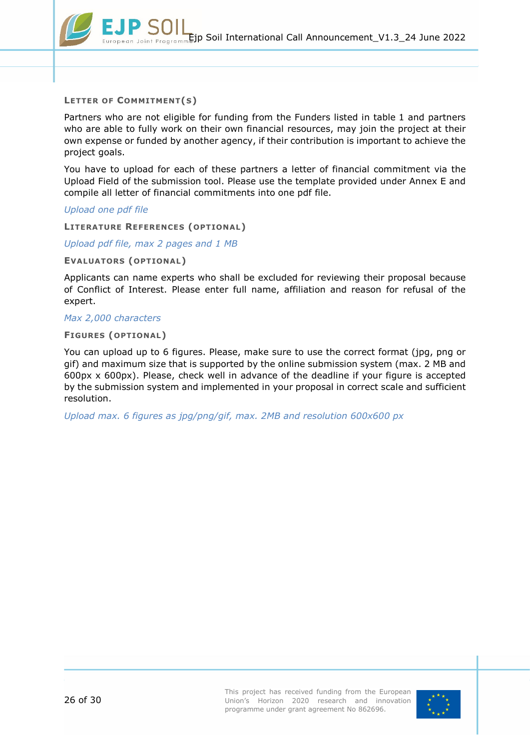#### Letter of Commitment(s)

Partners who are not eligible for funding from the Funders listed in table 1 and partners who are able to fully work on their own financial resources, may join the project at their own expense or funded by another agency, if their contribution is important to achieve the project goals.

You have to upload for each of these partners a letter of financial commitment via the Upload Field of the submission tool. Please use the template provided under Annex E and compile all letter of financial commitments into one pdf file.

*Upload one pdf file*

#### Literature References (optional)

*Upload pdf file, max 2 pages and 1 MB*

#### Evaluators (optional)

Applicants can name experts who shall be excluded for reviewing their proposal because of Conflict of Interest. Please enter full name, affiliation and reason for refusal of the expert.

*Max 2,000 characters*

#### Figures (optional)

You can upload up to 6 figures. Please, make sure to use the correct format (jpg, png or gif) and maximum size that is supported by the online submission system (max. 2 MB and 600px x 600px). Please, check well in advance of the deadline if your figure is accepted by the submission system and implemented in your proposal in correct scale and sufficient resolution.

*Upload max. 6 figures as jpg/png/gif, max. 2MB and resolution 600x600 px*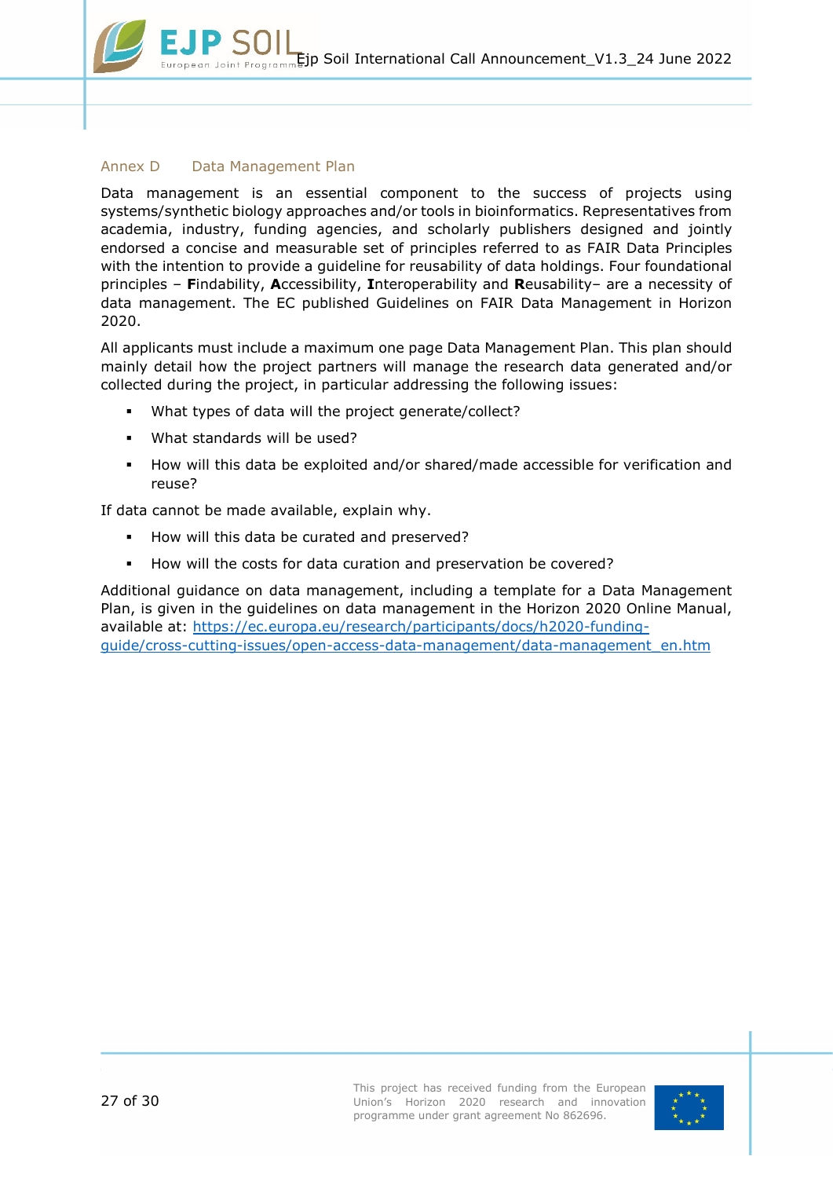## Annex D Data Management Plan

Data management is an essential component to the success of projects using systems/synthetic biology approaches and/or tools in bioinformatics. Representatives from academia, industry, funding agencies, and scholarly publishers designed and jointly endorsed a concise and measurable set of principles referred to as FAIR Data Principles with the intention to provide a guideline for reusability of data holdings. Four foundational principles – **F**indability, **A**ccessibility, **I**nteroperability and **R**eusability– are a necessity of data management. The EC published Guidelines on FAIR Data Management in Horizon 2020.

All applicants must include a maximum one page Data Management Plan. This plan should mainly detail how the project partners will manage the research data generated and/or collected during the project, in particular addressing the following issues:

- What types of data will the project generate/collect?
- What standards will be used?
- How will this data be exploited and/or shared/made accessible for verification and reuse?

If data cannot be made available, explain why.

- How will this data be curated and preserved?
- How will the costs for data curation and preservation be covered?

Additional guidance on data management, including a template for a Data Management Plan, is given in the guidelines on data management in the Horizon 2020 Online Manual, available at: [https://ec.europa.eu/research/participants/docs/h2020-funding-guide/cross-cutting-issues/open-access-data-management/data-management_en.htm](https://ec.europa.eu/research/participants/docs/h2020-funding-guide/cross-cutting-issues/open-access-data-management/data-management_en.htm)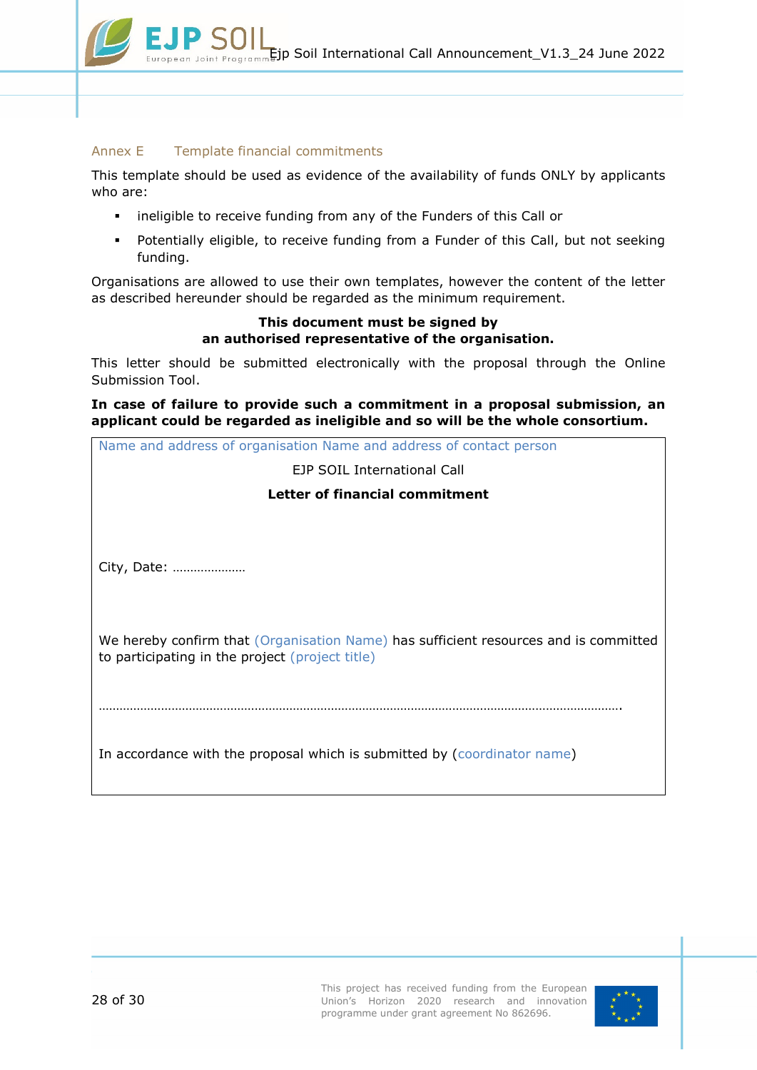## Annex E Template financial commitments

This template should be used as evidence of the availability of funds ONLY by applicants who are:

- ineligible to receive funding from any of the Funders of this Call or
- Potentially eligible, to receive funding from a Funder of this Call, but not seeking funding.

Organisations are allowed to use their own templates, however the content of the letter as described hereunder should be regarded as the minimum requirement.

**This document must be signed by an authorised representative of the organisation.**

This letter should be submitted electronically with the proposal through the Online Submission Tool.

**In case of failure to provide such a commitment in a proposal submission, an applicant could be regarded as ineligible and so will be the whole consortium.**

---

Name and address of organisation Name and address of contact person

EJP SOIL International Call

**Letter of financial commitment**

City, Date: …………………

We hereby confirm that (Organisation Name) has sufficient resources and is committed to participating in the project (project title)

……………………………………………………………………………………………………………………………………….

In accordance with the proposal which is submitted by (coordinator name)

---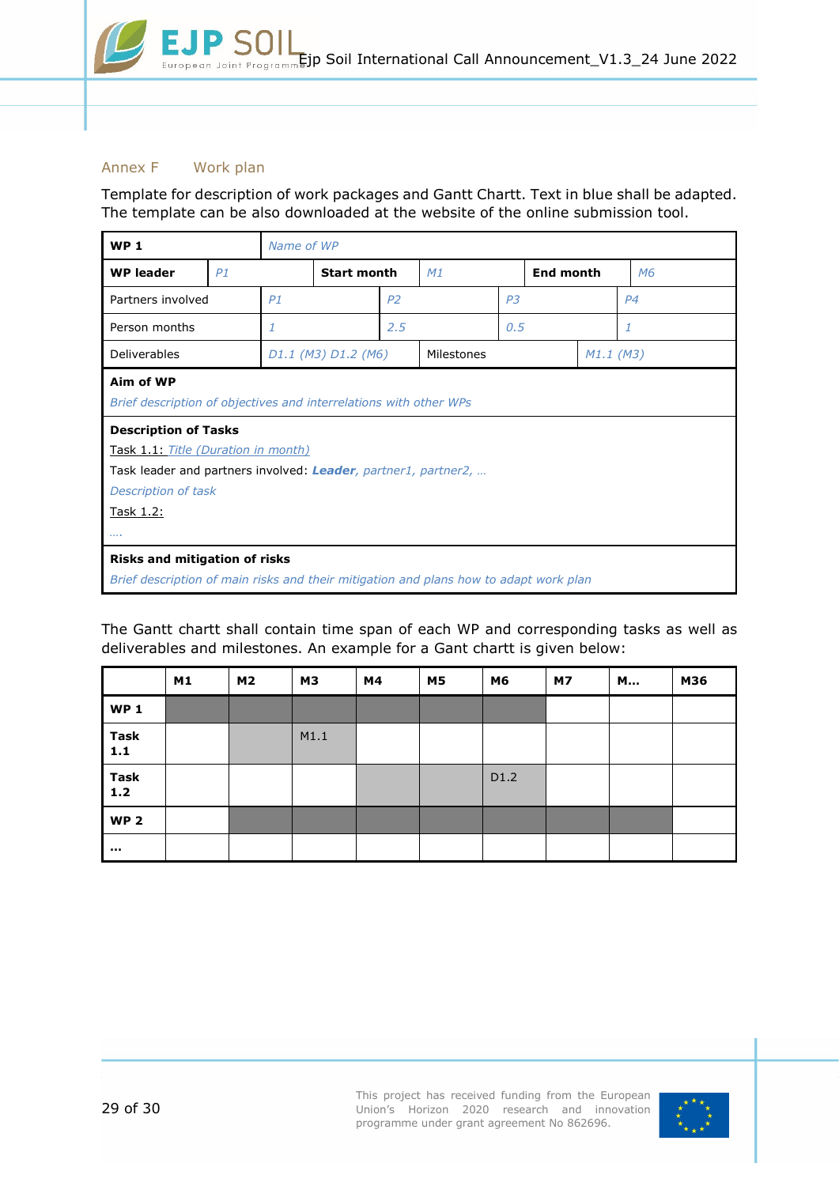## Annex F Work plan

Template for description of work packages and Gantt Chartt. Text in blue shall be adapted. The template can be also downloaded at the website of the online submission tool.

| **WP 1** | *Name of WP* | | | | |
|---|---|---|---|---|---|
| **WP leader** | *P1* | **Start month** | *M1* | **End month** | *M6* |
| Partners involved | *P1* | *P2* | *P3* | *P4* | |
| Person months | *1* | *2.5* | *0.5* | *1* | |
| Deliverables | *D1.1 (M3) D1.2 (M6)* | Milestones | *M1.1 (M3)* | | |

**Aim of WP**

*Brief description of objectives and interrelations with other WPs*

**Description of Tasks**

Task 1.1: *Title (Duration in month)*

Task leader and partners involved: ***Leader**, partner1, partner2, …*

*Description of task*

Task 1.2:

*….*

**Risks and mitigation of risks**

*Brief description of main risks and their mitigation and plans how to adapt work plan*

The Gantt chartt shall contain time span of each WP and corresponding tasks as well as deliverables and milestones. An example for a Gant chartt is given below:

| | **M1** | **M2** | **M3** | **M4** | **M5** | **M6** | **M7** | **M…** | **M36** |
|---|---|---|---|---|---|---|---|---|---|
| **WP 1** | ■ | ■ | ■ | ■ | ■ | ■ | | | |
| **Task 1.1** | | ■ | M1.1 | | | | | | |
| **Task 1.2** | | | | ■ | ■ | D1.2 | | | |
| **WP 2** | | ■ | ■ | ■ | ■ | ■ | ■ | ■ | |
| **…** | | | | | | | | | |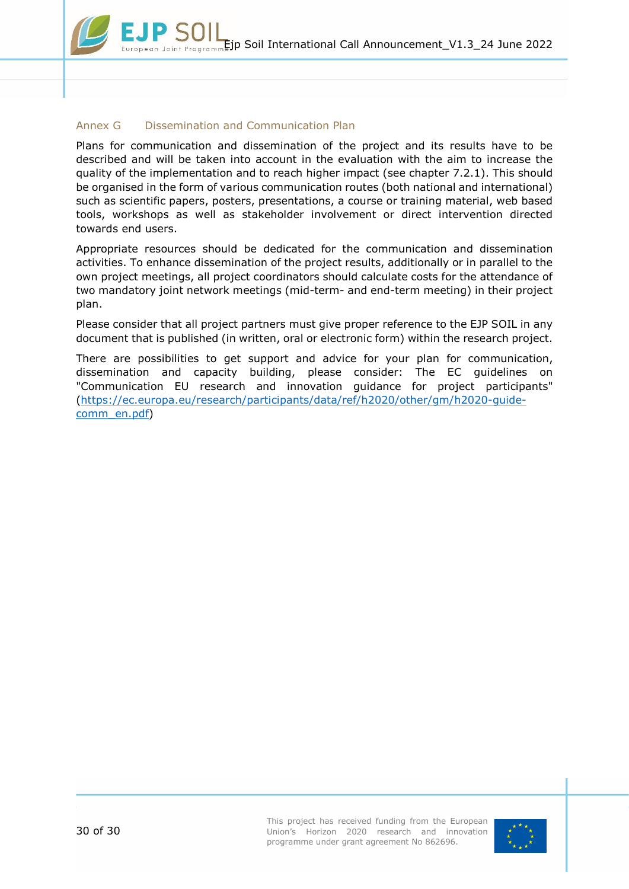## Annex G Dissemination and Communication Plan

Plans for communication and dissemination of the project and its results have to be described and will be taken into account in the evaluation with the aim to increase the quality of the implementation and to reach higher impact (see chapter 7.2.1). This should be organised in the form of various communication routes (both national and international) such as scientific papers, posters, presentations, a course or training material, web based tools, workshops as well as stakeholder involvement or direct intervention directed towards end users.

Appropriate resources should be dedicated for the communication and dissemination activities. To enhance dissemination of the project results, additionally or in parallel to the own project meetings, all project coordinators should calculate costs for the attendance of two mandatory joint network meetings (mid-term- and end-term meeting) in their project plan.

Please consider that all project partners must give proper reference to the EJP SOIL in any document that is published (in written, oral or electronic form) within the research project.

There are possibilities to get support and advice for your plan for communication, dissemination and capacity building, please consider: The EC guidelines on "Communication EU research and innovation guidance for project participants" ([https://ec.europa.eu/research/participants/data/ref/h2020/other/gm/h2020-guide-comm_en.pdf](https://ec.europa.eu/research/participants/data/ref/h2020/other/gm/h2020-guide-comm_en.pdf))